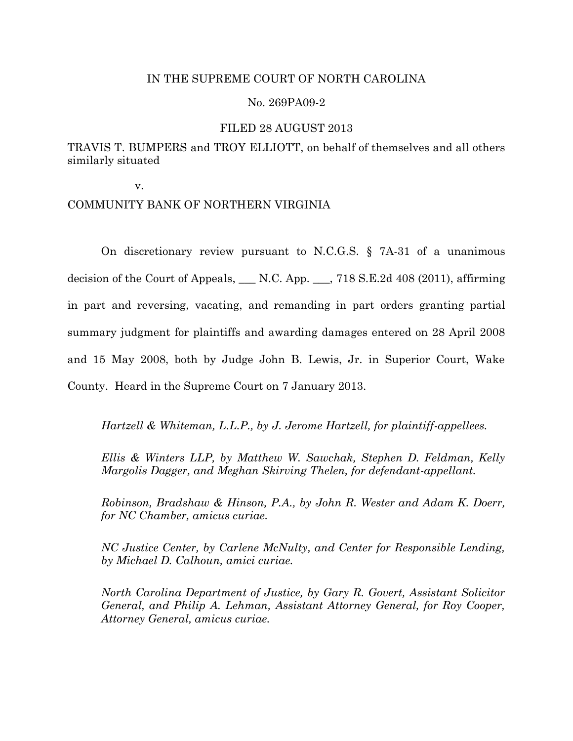IN THE SUPREME COURT OF NORTH CAROLINA

No. 269PA09-2

FILED 28 AUGUST 2013

TRAVIS T. BUMPERS and TROY ELLIOTT, on behalf of themselves and all others similarly situated

v.

COMMUNITY BANK OF NORTHERN VIRGINIA

On discretionary review pursuant to N.C.G.S. § 7A-31 of a unanimous decision of the Court of Appeals, ___ N.C. App. ___, 718 S.E.2d 408 (2011), affirming in part and reversing, vacating, and remanding in part orders granting partial summary judgment for plaintiffs and awarding damages entered on 28 April 2008 and 15 May 2008, both by Judge John B. Lewis, Jr. in Superior Court, Wake County. Heard in the Supreme Court on 7 January 2013.

*Hartzell & Whiteman, L.L.P., by J. Jerome Hartzell, for plaintiff-appellees.*

*Ellis & Winters LLP, by Matthew W. Sawchak, Stephen D. Feldman, Kelly Margolis Dagger, and Meghan Skirving Thelen, for defendant-appellant.*

*Robinson, Bradshaw & Hinson, P.A., by John R. Wester and Adam K. Doerr, for NC Chamber, amicus curiae.*

*NC Justice Center, by Carlene McNulty, and Center for Responsible Lending, by Michael D. Calhoun, amici curiae.*

*North Carolina Department of Justice, by Gary R. Govert, Assistant Solicitor General, and Philip A. Lehman, Assistant Attorney General, for Roy Cooper, Attorney General, amicus curiae.*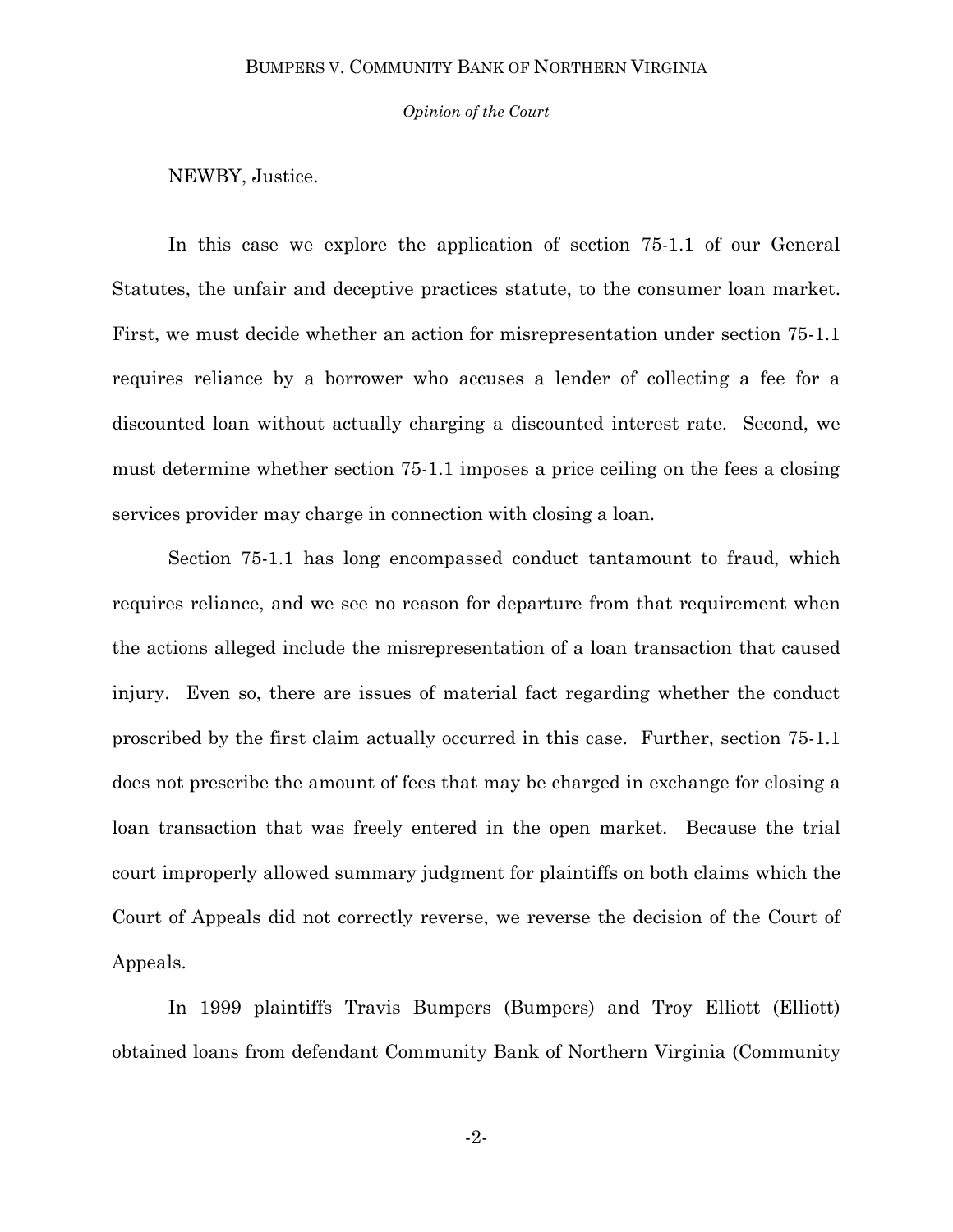NEWBY, Justice.

In this case we explore the application of section 75-1.1 of our General Statutes, the unfair and deceptive practices statute, to the consumer loan market. First, we must decide whether an action for misrepresentation under section 75-1.1 requires reliance by a borrower who accuses a lender of collecting a fee for a discounted loan without actually charging a discounted interest rate. Second, we must determine whether section 75-1.1 imposes a price ceiling on the fees a closing services provider may charge in connection with closing a loan.

Section 75-1.1 has long encompassed conduct tantamount to fraud, which requires reliance, and we see no reason for departure from that requirement when the actions alleged include the misrepresentation of a loan transaction that caused injury. Even so, there are issues of material fact regarding whether the conduct proscribed by the first claim actually occurred in this case. Further, section 75-1.1 does not prescribe the amount of fees that may be charged in exchange for closing a loan transaction that was freely entered in the open market. Because the trial court improperly allowed summary judgment for plaintiffs on both claims which the Court of Appeals did not correctly reverse, we reverse the decision of the Court of Appeals.

In 1999 plaintiffs Travis Bumpers (Bumpers) and Troy Elliott (Elliott) obtained loans from defendant Community Bank of Northern Virginia (Community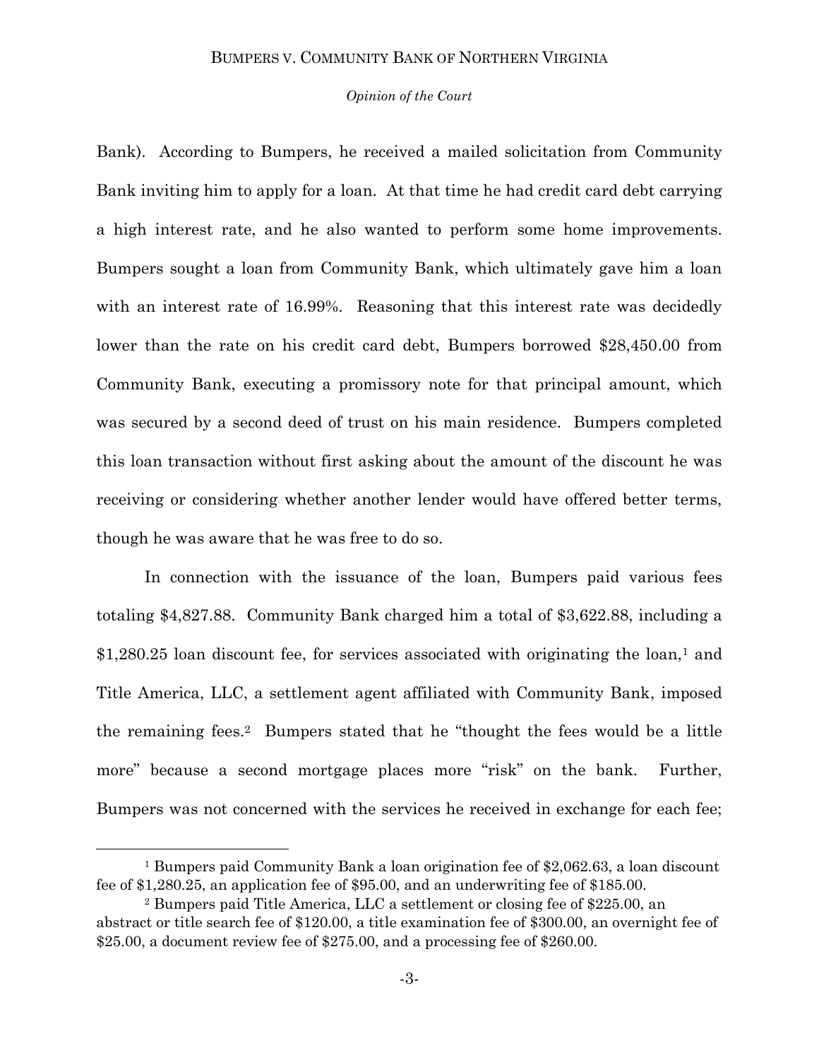Bank). According to Bumpers, he received a mailed solicitation from Community Bank inviting him to apply for a loan. At that time he had credit card debt carrying a high interest rate, and he also wanted to perform some home improvements. Bumpers sought a loan from Community Bank, which ultimately gave him a loan with an interest rate of 16.99%. Reasoning that this interest rate was decidedly lower than the rate on his credit card debt, Bumpers borrowed $28,450.00 from Community Bank, executing a promissory note for that principal amount, which was secured by a second deed of trust on his main residence. Bumpers completed this loan transaction without first asking about the amount of the discount he was receiving or considering whether another lender would have offered better terms, though he was aware that he was free to do so.

In connection with the issuance of the loan, Bumpers paid various fees totaling $4,827.88. Community Bank charged him a total of $3,622.88, including a $1,280.25 loan discount fee, for services associated with originating the loan,[1] and Title America, LLC, a settlement agent affiliated with Community Bank, imposed the remaining fees.[2] Bumpers stated that he "thought the fees would be a little more" because a second mortgage places more "risk" on the bank. Further, Bumpers was not concerned with the services he received in exchange for each fee;

---

[1] Bumpers paid Community Bank a loan origination fee of $2,062.63, a loan discount fee of $1,280.25, an application fee of $95.00, and an underwriting fee of $185.00.

[2] Bumpers paid Title America, LLC a settlement or closing fee of $225.00, an abstract or title search fee of $120.00, a title examination fee of $300.00, an overnight fee of $25.00, a document review fee of $275.00, and a processing fee of $260.00.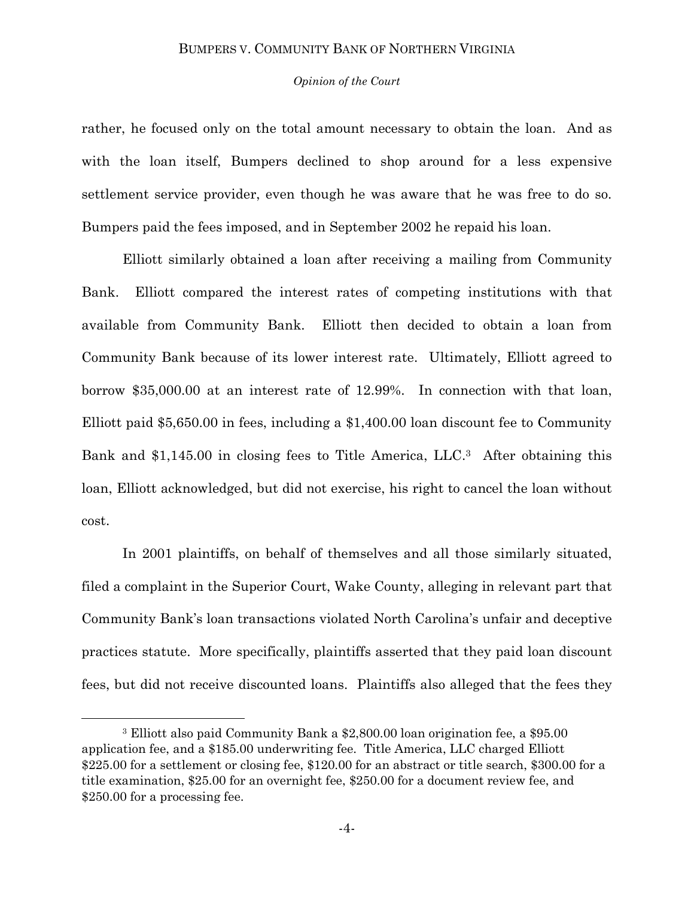rather, he focused only on the total amount necessary to obtain the loan. And as with the loan itself, Bumpers declined to shop around for a less expensive settlement service provider, even though he was aware that he was free to do so. Bumpers paid the fees imposed, and in September 2002 he repaid his loan.

Elliott similarly obtained a loan after receiving a mailing from Community Bank. Elliott compared the interest rates of competing institutions with that available from Community Bank. Elliott then decided to obtain a loan from Community Bank because of its lower interest rate. Ultimately, Elliott agreed to borrow $35,000.00 at an interest rate of 12.99%. In connection with that loan, Elliott paid $5,650.00 in fees, including a $1,400.00 loan discount fee to Community Bank and $1,145.00 in closing fees to Title America, LLC.[3] After obtaining this loan, Elliott acknowledged, but did not exercise, his right to cancel the loan without cost.

In 2001 plaintiffs, on behalf of themselves and all those similarly situated, filed a complaint in the Superior Court, Wake County, alleging in relevant part that Community Bank's loan transactions violated North Carolina's unfair and deceptive practices statute. More specifically, plaintiffs asserted that they paid loan discount fees, but did not receive discounted loans. Plaintiffs also alleged that the fees they

---

[3] Elliott also paid Community Bank a $2,800.00 loan origination fee, a $95.00 application fee, and a $185.00 underwriting fee. Title America, LLC charged Elliott $225.00 for a settlement or closing fee, $120.00 for an abstract or title search, $300.00 for a title examination, $25.00 for an overnight fee, $250.00 for a document review fee, and $250.00 for a processing fee.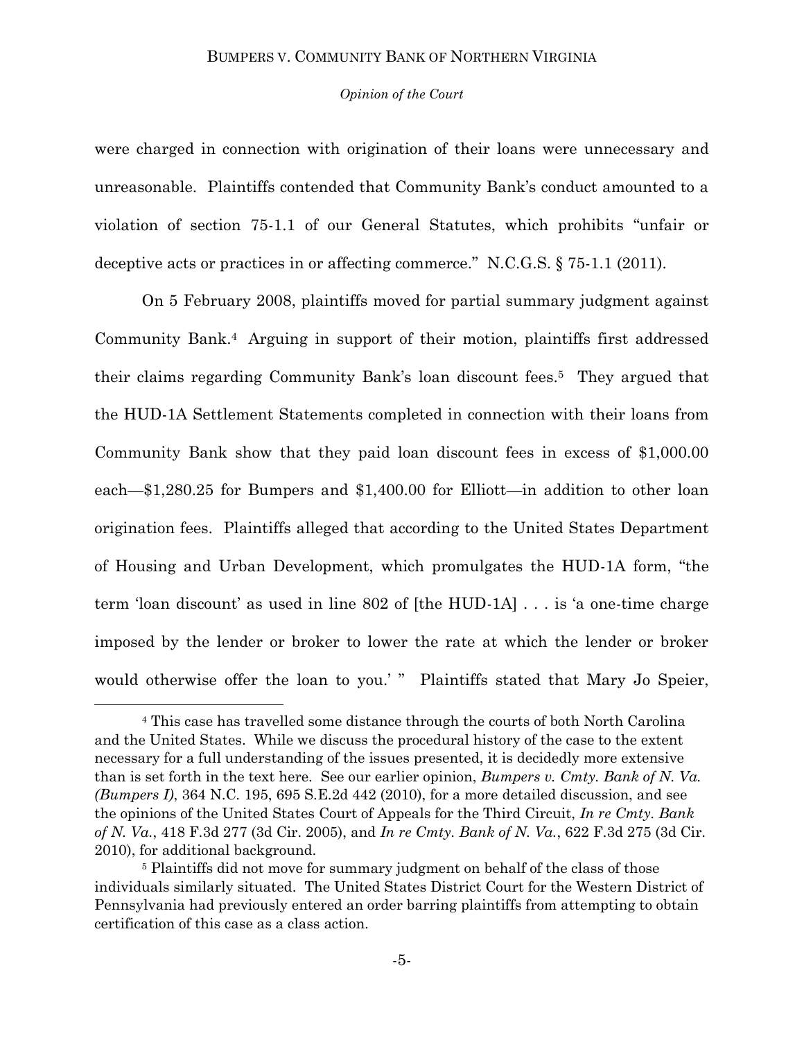were charged in connection with origination of their loans were unnecessary and unreasonable. Plaintiffs contended that Community Bank's conduct amounted to a violation of section 75-1.1 of our General Statutes, which prohibits "unfair or deceptive acts or practices in or affecting commerce." N.C.G.S. § 75-1.1 (2011).

On 5 February 2008, plaintiffs moved for partial summary judgment against Community Bank.[4] Arguing in support of their motion, plaintiffs first addressed their claims regarding Community Bank's loan discount fees.[5] They argued that the HUD-1A Settlement Statements completed in connection with their loans from Community Bank show that they paid loan discount fees in excess of $1,000.00 each—$1,280.25 for Bumpers and $1,400.00 for Elliott—in addition to other loan origination fees. Plaintiffs alleged that according to the United States Department of Housing and Urban Development, which promulgates the HUD-1A form, "the term 'loan discount' as used in line 802 of [the HUD-1A] . . . is 'a one-time charge imposed by the lender or broker to lower the rate at which the lender or broker would otherwise offer the loan to you.' " Plaintiffs stated that Mary Jo Speier,

---

[4] This case has travelled some distance through the courts of both North Carolina and the United States. While we discuss the procedural history of the case to the extent necessary for a full understanding of the issues presented, it is decidedly more extensive than is set forth in the text here. See our earlier opinion, *Bumpers v. Cmty. Bank of N. Va. (Bumpers I)*, 364 N.C. 195, 695 S.E.2d 442 (2010), for a more detailed discussion, and see the opinions of the United States Court of Appeals for the Third Circuit, *In re Cmty. Bank of N. Va.*, 418 F.3d 277 (3d Cir. 2005), and *In re Cmty. Bank of N. Va.*, 622 F.3d 275 (3d Cir. 2010), for additional background.

[5] Plaintiffs did not move for summary judgment on behalf of the class of those individuals similarly situated. The United States District Court for the Western District of Pennsylvania had previously entered an order barring plaintiffs from attempting to obtain certification of this case as a class action.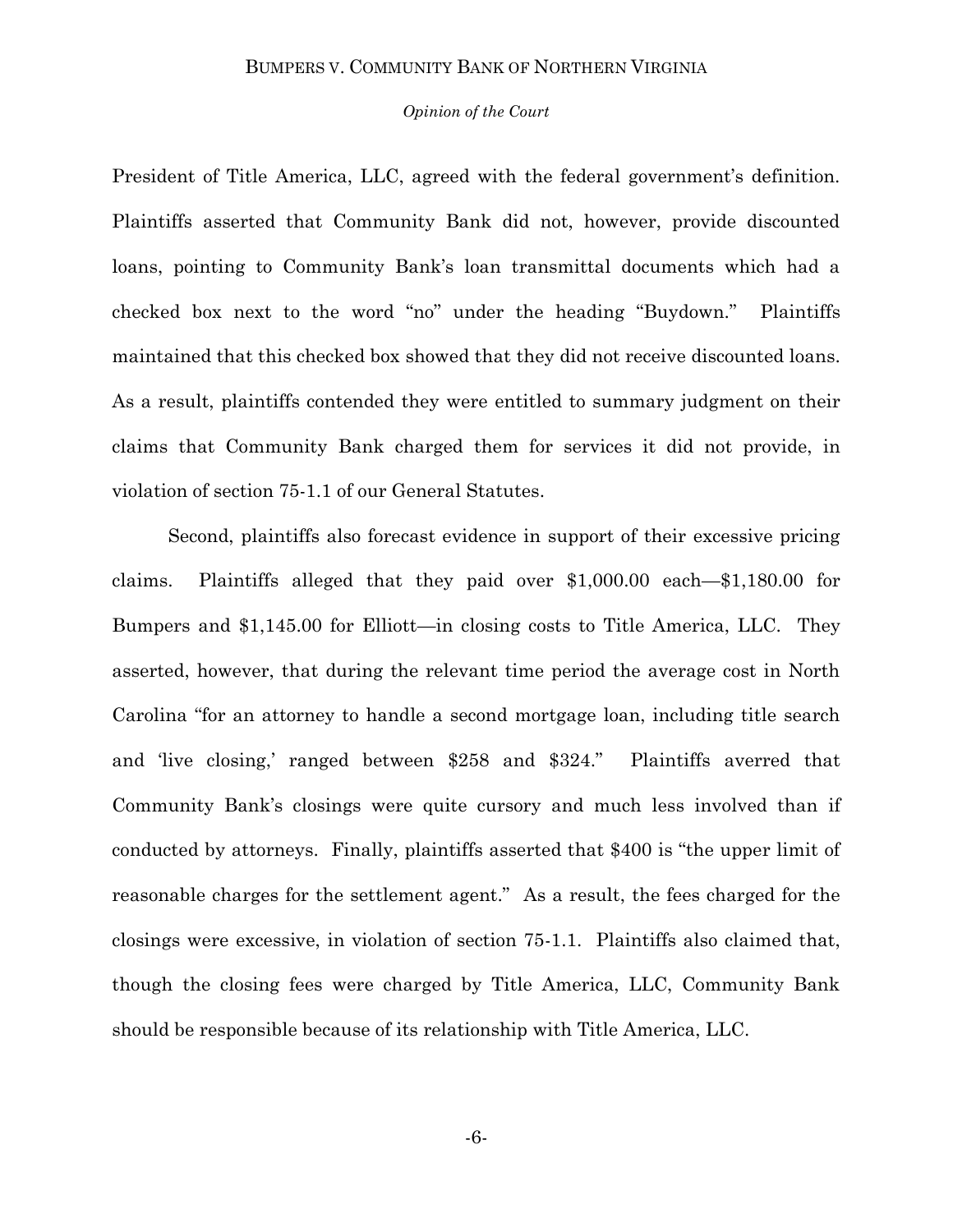President of Title America, LLC, agreed with the federal government's definition. Plaintiffs asserted that Community Bank did not, however, provide discounted loans, pointing to Community Bank's loan transmittal documents which had a checked box next to the word "no" under the heading "Buydown." Plaintiffs maintained that this checked box showed that they did not receive discounted loans. As a result, plaintiffs contended they were entitled to summary judgment on their claims that Community Bank charged them for services it did not provide, in violation of section 75-1.1 of our General Statutes.

Second, plaintiffs also forecast evidence in support of their excessive pricing claims. Plaintiffs alleged that they paid over $1,000.00 each—$1,180.00 for Bumpers and $1,145.00 for Elliott—in closing costs to Title America, LLC. They asserted, however, that during the relevant time period the average cost in North Carolina "for an attorney to handle a second mortgage loan, including title search and 'live closing,' ranged between $258 and $324." Plaintiffs averred that Community Bank's closings were quite cursory and much less involved than if conducted by attorneys. Finally, plaintiffs asserted that $400 is "the upper limit of reasonable charges for the settlement agent." As a result, the fees charged for the closings were excessive, in violation of section 75-1.1. Plaintiffs also claimed that, though the closing fees were charged by Title America, LLC, Community Bank should be responsible because of its relationship with Title America, LLC.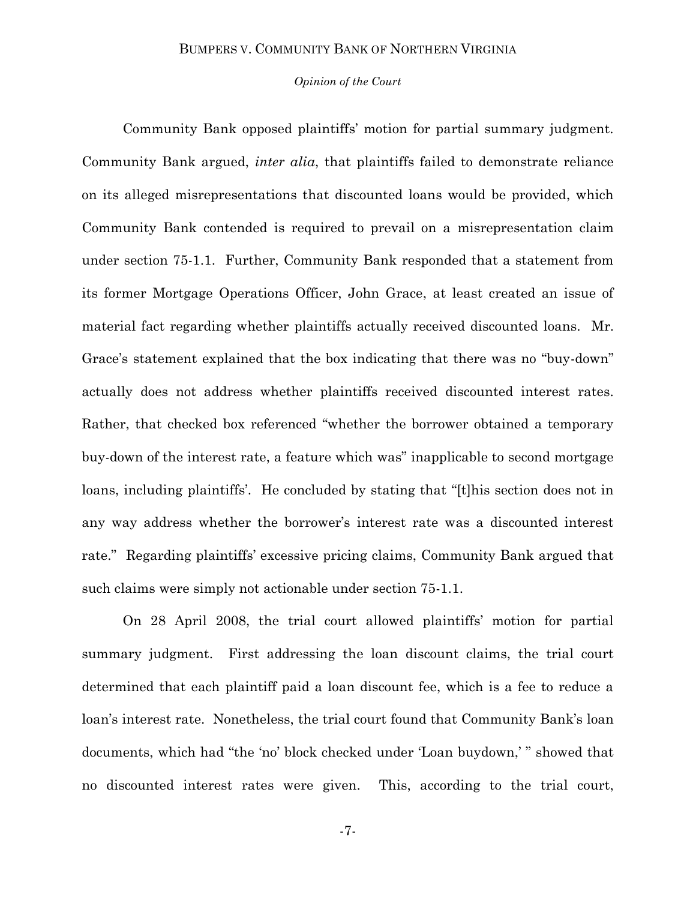Community Bank opposed plaintiffs' motion for partial summary judgment. Community Bank argued, *inter alia*, that plaintiffs failed to demonstrate reliance on its alleged misrepresentations that discounted loans would be provided, which Community Bank contended is required to prevail on a misrepresentation claim under section 75-1.1. Further, Community Bank responded that a statement from its former Mortgage Operations Officer, John Grace, at least created an issue of material fact regarding whether plaintiffs actually received discounted loans. Mr. Grace's statement explained that the box indicating that there was no "buy-down" actually does not address whether plaintiffs received discounted interest rates. Rather, that checked box referenced "whether the borrower obtained a temporary buy-down of the interest rate, a feature which was" inapplicable to second mortgage loans, including plaintiffs'. He concluded by stating that "[t]his section does not in any way address whether the borrower's interest rate was a discounted interest rate." Regarding plaintiffs' excessive pricing claims, Community Bank argued that such claims were simply not actionable under section 75-1.1.

On 28 April 2008, the trial court allowed plaintiffs' motion for partial summary judgment. First addressing the loan discount claims, the trial court determined that each plaintiff paid a loan discount fee, which is a fee to reduce a loan's interest rate. Nonetheless, the trial court found that Community Bank's loan documents, which had "the 'no' block checked under 'Loan buydown,' " showed that no discounted interest rates were given. This, according to the trial court,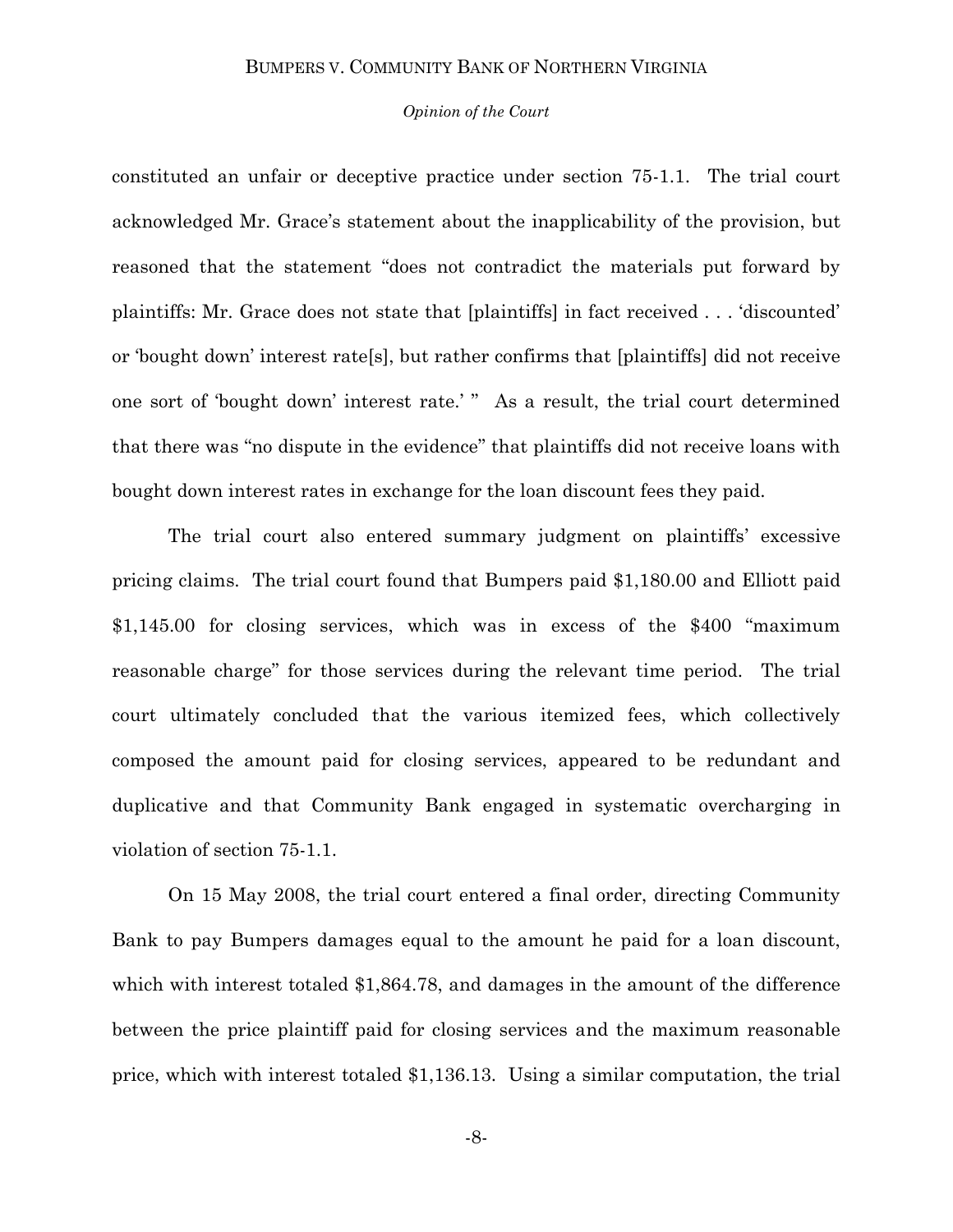constituted an unfair or deceptive practice under section 75-1.1. The trial court acknowledged Mr. Grace's statement about the inapplicability of the provision, but reasoned that the statement "does not contradict the materials put forward by plaintiffs: Mr. Grace does not state that [plaintiffs] in fact received . . . 'discounted' or 'bought down' interest rate[s], but rather confirms that [plaintiffs] did not receive one sort of 'bought down' interest rate.' " As a result, the trial court determined that there was "no dispute in the evidence" that plaintiffs did not receive loans with bought down interest rates in exchange for the loan discount fees they paid.

The trial court also entered summary judgment on plaintiffs' excessive pricing claims. The trial court found that Bumpers paid $1,180.00 and Elliott paid $1,145.00 for closing services, which was in excess of the $400 "maximum reasonable charge" for those services during the relevant time period. The trial court ultimately concluded that the various itemized fees, which collectively composed the amount paid for closing services, appeared to be redundant and duplicative and that Community Bank engaged in systematic overcharging in violation of section 75-1.1.

On 15 May 2008, the trial court entered a final order, directing Community Bank to pay Bumpers damages equal to the amount he paid for a loan discount, which with interest totaled $1,864.78, and damages in the amount of the difference between the price plaintiff paid for closing services and the maximum reasonable price, which with interest totaled $1,136.13. Using a similar computation, the trial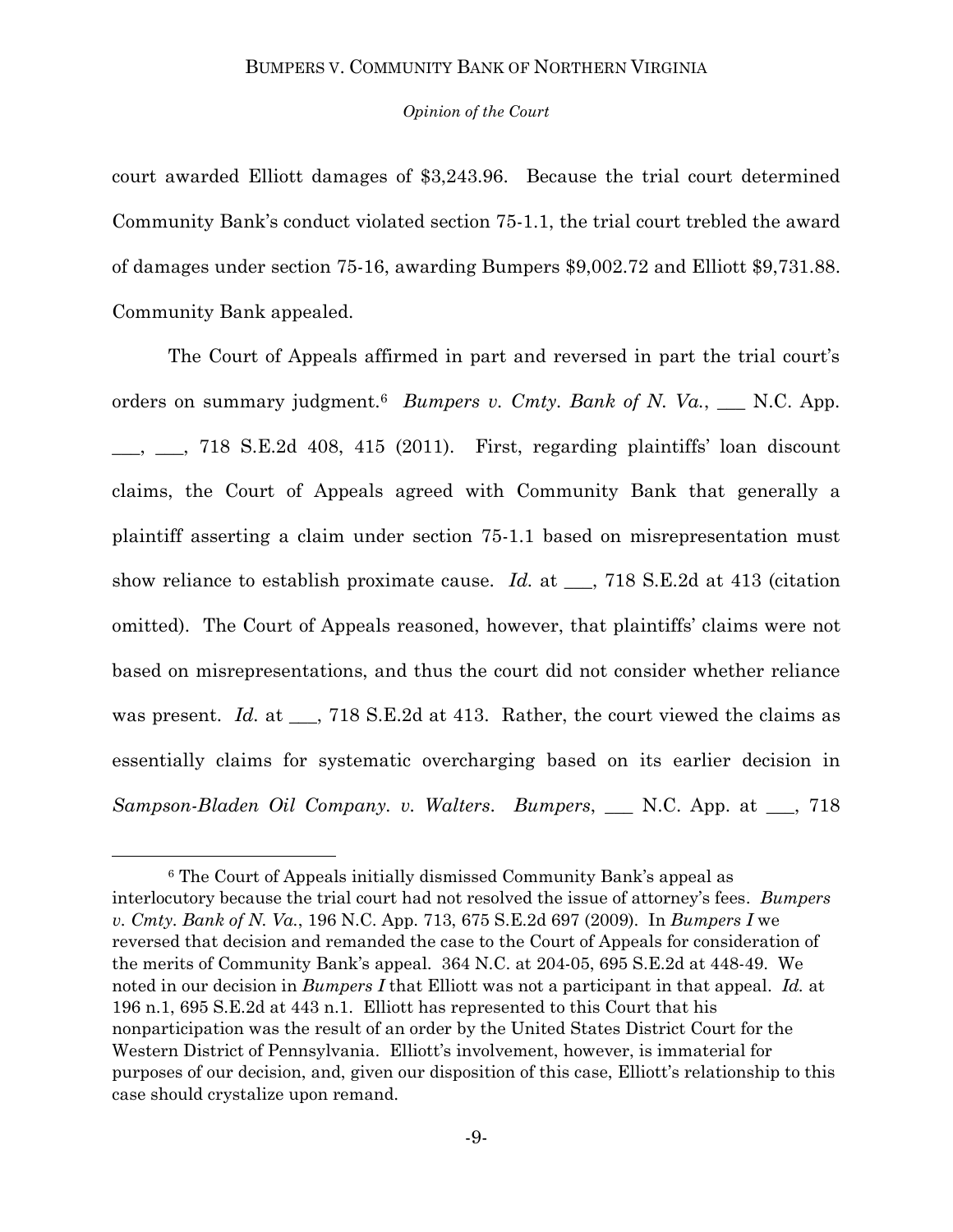court awarded Elliott damages of $3,243.96. Because the trial court determined Community Bank's conduct violated section 75-1.1, the trial court trebled the award of damages under section 75-16, awarding Bumpers $9,002.72 and Elliott $9,731.88. Community Bank appealed.

The Court of Appeals affirmed in part and reversed in part the trial court's orders on summary judgment.[6] *Bumpers v. Cmty. Bank of N. Va.*, ___ N.C. App. ___, ___, 718 S.E.2d 408, 415 (2011). First, regarding plaintiffs' loan discount claims, the Court of Appeals agreed with Community Bank that generally a plaintiff asserting a claim under section 75-1.1 based on misrepresentation must show reliance to establish proximate cause. *Id.* at ___, 718 S.E.2d at 413 (citation omitted). The Court of Appeals reasoned, however, that plaintiffs' claims were not based on misrepresentations, and thus the court did not consider whether reliance was present. *Id.* at ___, 718 S.E.2d at 413. Rather, the court viewed the claims as essentially claims for systematic overcharging based on its earlier decision in *Sampson-Bladen Oil Company. v. Walters*. *Bumpers*, ___ N.C. App. at ___, 718

[6] The Court of Appeals initially dismissed Community Bank's appeal as interlocutory because the trial court had not resolved the issue of attorney's fees. *Bumpers v. Cmty. Bank of N. Va.*, 196 N.C. App. 713, 675 S.E.2d 697 (2009). In *Bumpers I* we reversed that decision and remanded the case to the Court of Appeals for consideration of the merits of Community Bank's appeal. 364 N.C. at 204-05, 695 S.E.2d at 448-49. We noted in our decision in *Bumpers I* that Elliott was not a participant in that appeal. *Id.* at 196 n.1, 695 S.E.2d at 443 n.1. Elliott has represented to this Court that his nonparticipation was the result of an order by the United States District Court for the Western District of Pennsylvania. Elliott's involvement, however, is immaterial for purposes of our decision, and, given our disposition of this case, Elliott's relationship to this case should crystalize upon remand.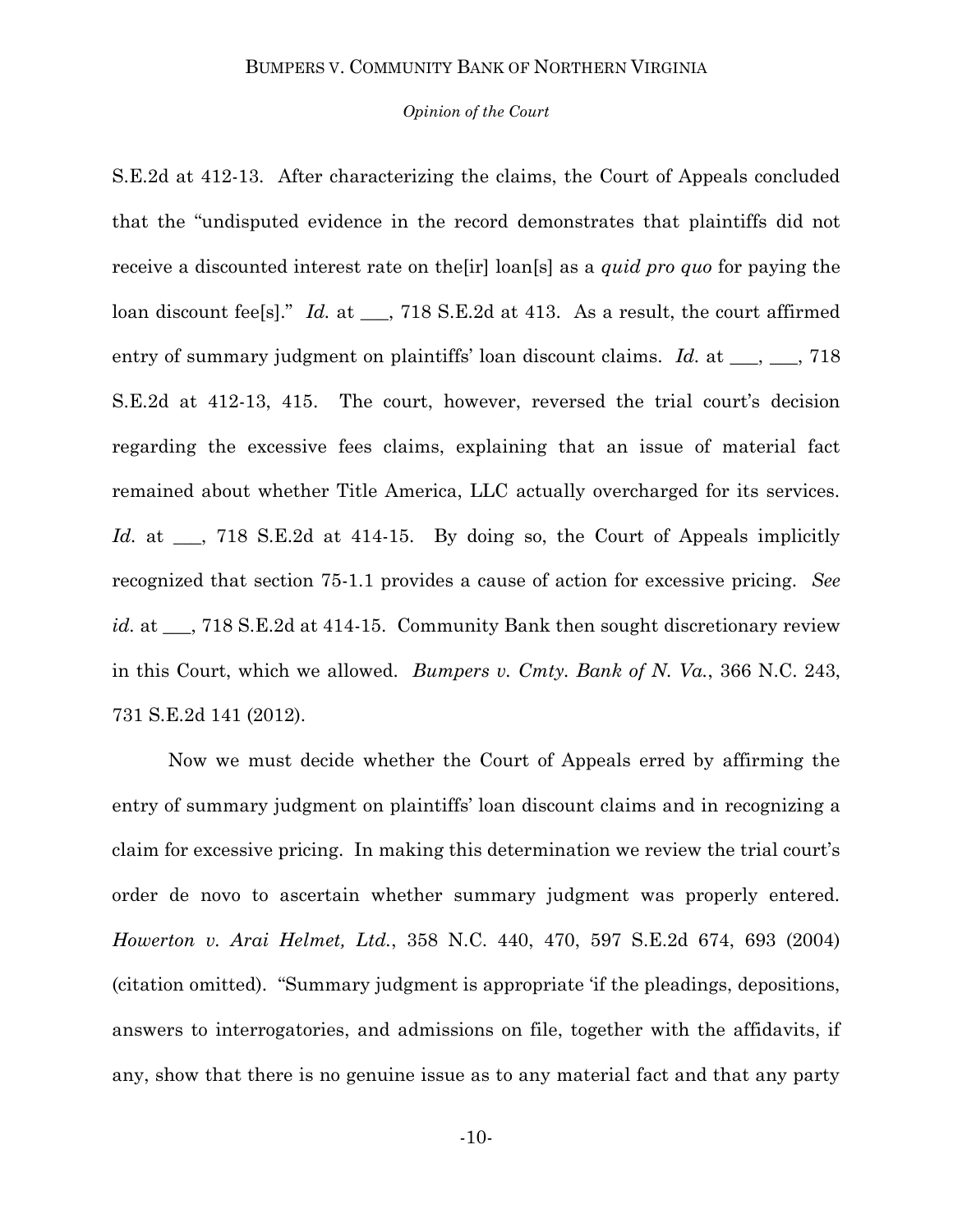S.E.2d at 412-13. After characterizing the claims, the Court of Appeals concluded that the "undisputed evidence in the record demonstrates that plaintiffs did not receive a discounted interest rate on the[ir] loan[s] as a *quid pro quo* for paying the loan discount fee[s]." *Id.* at ___, 718 S.E.2d at 413. As a result, the court affirmed entry of summary judgment on plaintiffs' loan discount claims. *Id.* at ___, ___, 718 S.E.2d at 412-13, 415. The court, however, reversed the trial court's decision regarding the excessive fees claims, explaining that an issue of material fact remained about whether Title America, LLC actually overcharged for its services. *Id.* at ___, 718 S.E.2d at 414-15. By doing so, the Court of Appeals implicitly recognized that section 75-1.1 provides a cause of action for excessive pricing. *See id.* at ___, 718 S.E.2d at 414-15. Community Bank then sought discretionary review in this Court, which we allowed. *Bumpers v. Cmty. Bank of N. Va.*, 366 N.C. 243, 731 S.E.2d 141 (2012).

Now we must decide whether the Court of Appeals erred by affirming the entry of summary judgment on plaintiffs' loan discount claims and in recognizing a claim for excessive pricing. In making this determination we review the trial court's order de novo to ascertain whether summary judgment was properly entered. *Howerton v. Arai Helmet, Ltd.*, 358 N.C. 440, 470, 597 S.E.2d 674, 693 (2004) (citation omitted). "Summary judgment is appropriate 'if the pleadings, depositions, answers to interrogatories, and admissions on file, together with the affidavits, if any, show that there is no genuine issue as to any material fact and that any party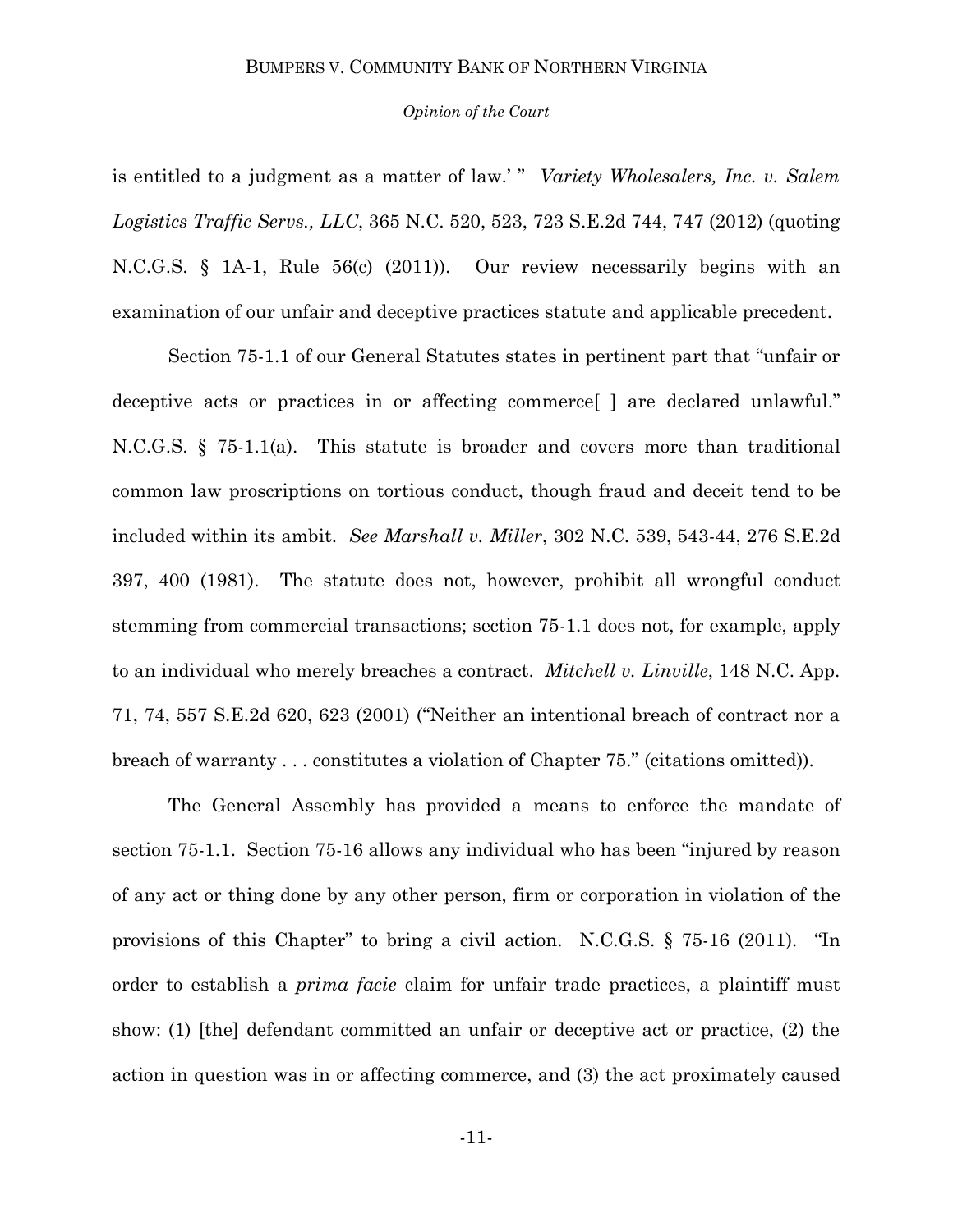is entitled to a judgment as a matter of law.' " *Variety Wholesalers, Inc. v. Salem Logistics Traffic Servs., LLC*, 365 N.C. 520, 523, 723 S.E.2d 744, 747 (2012) (quoting N.C.G.S. § 1A-1, Rule 56(c) (2011)). Our review necessarily begins with an examination of our unfair and deceptive practices statute and applicable precedent.

Section 75-1.1 of our General Statutes states in pertinent part that "unfair or deceptive acts or practices in or affecting commerce[ ] are declared unlawful." N.C.G.S. § 75-1.1(a). This statute is broader and covers more than traditional common law proscriptions on tortious conduct, though fraud and deceit tend to be included within its ambit. *See Marshall v. Miller*, 302 N.C. 539, 543-44, 276 S.E.2d 397, 400 (1981). The statute does not, however, prohibit all wrongful conduct stemming from commercial transactions; section 75-1.1 does not, for example, apply to an individual who merely breaches a contract. *Mitchell v. Linville*, 148 N.C. App. 71, 74, 557 S.E.2d 620, 623 (2001) ("Neither an intentional breach of contract nor a breach of warranty . . . constitutes a violation of Chapter 75." (citations omitted)).

The General Assembly has provided a means to enforce the mandate of section 75-1.1. Section 75-16 allows any individual who has been "injured by reason of any act or thing done by any other person, firm or corporation in violation of the provisions of this Chapter" to bring a civil action. N.C.G.S. § 75-16 (2011). "In order to establish a *prima facie* claim for unfair trade practices, a plaintiff must show: (1) [the] defendant committed an unfair or deceptive act or practice, (2) the action in question was in or affecting commerce, and (3) the act proximately caused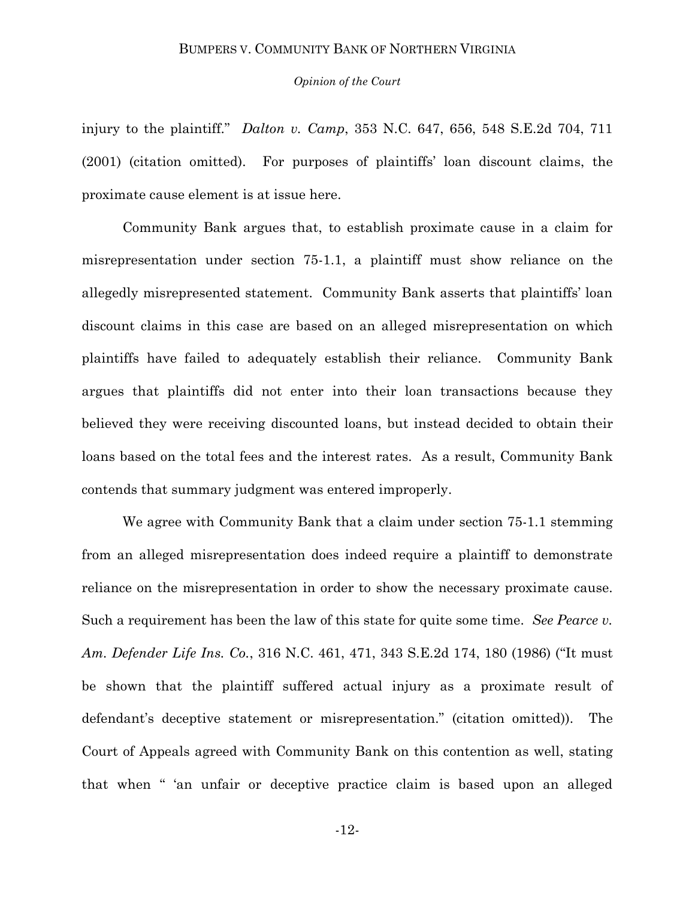injury to the plaintiff." *Dalton v. Camp*, 353 N.C. 647, 656, 548 S.E.2d 704, 711 (2001) (citation omitted). For purposes of plaintiffs' loan discount claims, the proximate cause element is at issue here.

Community Bank argues that, to establish proximate cause in a claim for misrepresentation under section 75-1.1, a plaintiff must show reliance on the allegedly misrepresented statement. Community Bank asserts that plaintiffs' loan discount claims in this case are based on an alleged misrepresentation on which plaintiffs have failed to adequately establish their reliance. Community Bank argues that plaintiffs did not enter into their loan transactions because they believed they were receiving discounted loans, but instead decided to obtain their loans based on the total fees and the interest rates. As a result, Community Bank contends that summary judgment was entered improperly.

We agree with Community Bank that a claim under section 75-1.1 stemming from an alleged misrepresentation does indeed require a plaintiff to demonstrate reliance on the misrepresentation in order to show the necessary proximate cause. Such a requirement has been the law of this state for quite some time. *See Pearce v. Am. Defender Life Ins. Co.*, 316 N.C. 461, 471, 343 S.E.2d 174, 180 (1986) ("It must be shown that the plaintiff suffered actual injury as a proximate result of defendant's deceptive statement or misrepresentation." (citation omitted)). The Court of Appeals agreed with Community Bank on this contention as well, stating that when " 'an unfair or deceptive practice claim is based upon an alleged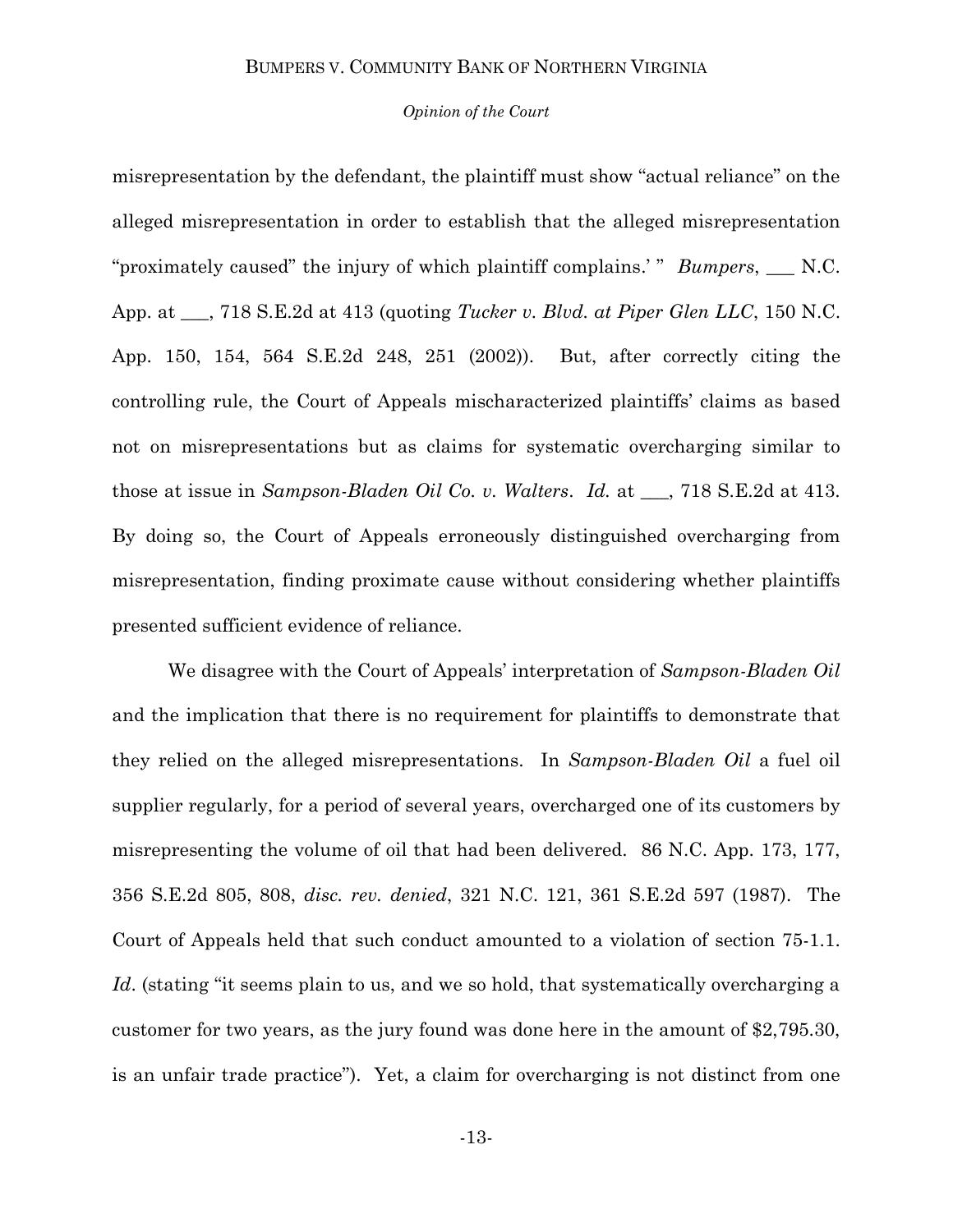misrepresentation by the defendant, the plaintiff must show "actual reliance" on the alleged misrepresentation in order to establish that the alleged misrepresentation "proximately caused" the injury of which plaintiff complains.' " *Bumpers*, ___ N.C. App. at ___, 718 S.E.2d at 413 (quoting *Tucker v. Blvd. at Piper Glen LLC*, 150 N.C. App. 150, 154, 564 S.E.2d 248, 251 (2002)). But, after correctly citing the controlling rule, the Court of Appeals mischaracterized plaintiffs' claims as based not on misrepresentations but as claims for systematic overcharging similar to those at issue in *Sampson-Bladen Oil Co. v. Walters*. *Id.* at ___, 718 S.E.2d at 413. By doing so, the Court of Appeals erroneously distinguished overcharging from misrepresentation, finding proximate cause without considering whether plaintiffs presented sufficient evidence of reliance.

We disagree with the Court of Appeals' interpretation of *Sampson-Bladen Oil* and the implication that there is no requirement for plaintiffs to demonstrate that they relied on the alleged misrepresentations. In *Sampson-Bladen Oil* a fuel oil supplier regularly, for a period of several years, overcharged one of its customers by misrepresenting the volume of oil that had been delivered. 86 N.C. App. 173, 177, 356 S.E.2d 805, 808, *disc. rev. denied*, 321 N.C. 121, 361 S.E.2d 597 (1987). The Court of Appeals held that such conduct amounted to a violation of section 75-1.1. *Id*. (stating "it seems plain to us, and we so hold, that systematically overcharging a customer for two years, as the jury found was done here in the amount of $2,795.30, is an unfair trade practice"). Yet, a claim for overcharging is not distinct from one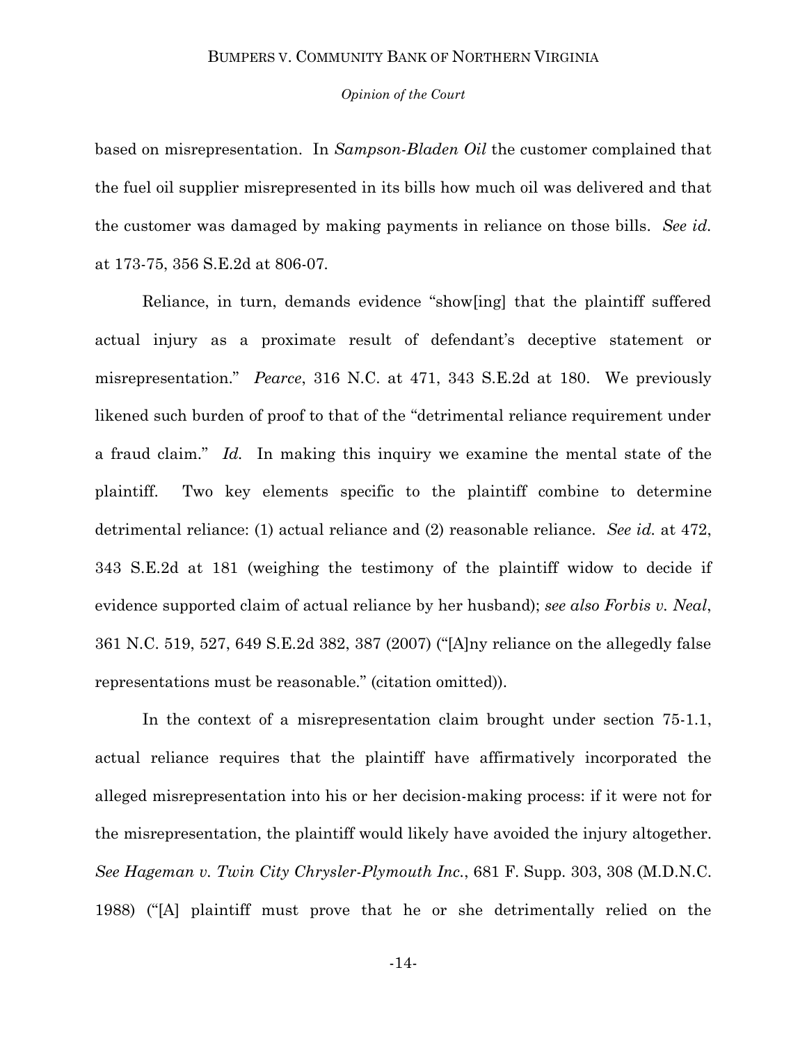based on misrepresentation. In *Sampson-Bladen Oil* the customer complained that the fuel oil supplier misrepresented in its bills how much oil was delivered and that the customer was damaged by making payments in reliance on those bills. *See id.* at 173-75, 356 S.E.2d at 806-07.

Reliance, in turn, demands evidence "show[ing] that the plaintiff suffered actual injury as a proximate result of defendant's deceptive statement or misrepresentation." *Pearce*, 316 N.C. at 471, 343 S.E.2d at 180. We previously likened such burden of proof to that of the "detrimental reliance requirement under a fraud claim." *Id.* In making this inquiry we examine the mental state of the plaintiff. Two key elements specific to the plaintiff combine to determine detrimental reliance: (1) actual reliance and (2) reasonable reliance. *See id.* at 472, 343 S.E.2d at 181 (weighing the testimony of the plaintiff widow to decide if evidence supported claim of actual reliance by her husband); *see also Forbis v. Neal*, 361 N.C. 519, 527, 649 S.E.2d 382, 387 (2007) ("[A]ny reliance on the allegedly false representations must be reasonable." (citation omitted)).

In the context of a misrepresentation claim brought under section 75-1.1, actual reliance requires that the plaintiff have affirmatively incorporated the alleged misrepresentation into his or her decision-making process: if it were not for the misrepresentation, the plaintiff would likely have avoided the injury altogether. *See Hageman v. Twin City Chrysler-Plymouth Inc.*, 681 F. Supp. 303, 308 (M.D.N.C. 1988) ("[A] plaintiff must prove that he or she detrimentally relied on the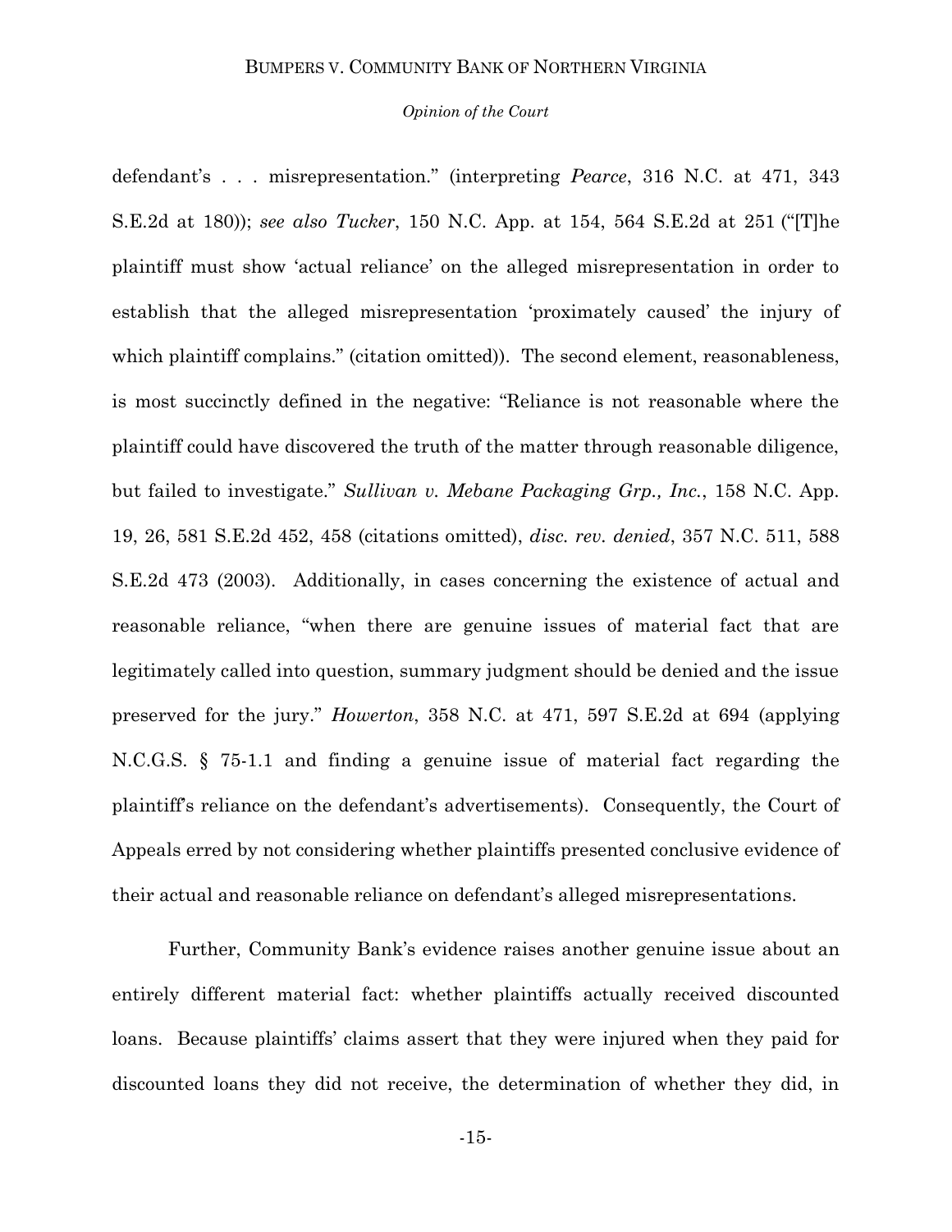defendant's . . . misrepresentation." (interpreting *Pearce*, 316 N.C. at 471, 343 S.E.2d at 180)); *see also Tucker*, 150 N.C. App. at 154, 564 S.E.2d at 251 ("[T]he plaintiff must show 'actual reliance' on the alleged misrepresentation in order to establish that the alleged misrepresentation 'proximately caused' the injury of which plaintiff complains." (citation omitted)). The second element, reasonableness, is most succinctly defined in the negative: "Reliance is not reasonable where the plaintiff could have discovered the truth of the matter through reasonable diligence, but failed to investigate." *Sullivan v. Mebane Packaging Grp., Inc.*, 158 N.C. App. 19, 26, 581 S.E.2d 452, 458 (citations omitted), *disc. rev. denied*, 357 N.C. 511, 588 S.E.2d 473 (2003). Additionally, in cases concerning the existence of actual and reasonable reliance, "when there are genuine issues of material fact that are legitimately called into question, summary judgment should be denied and the issue preserved for the jury." *Howerton*, 358 N.C. at 471, 597 S.E.2d at 694 (applying N.C.G.S. § 75-1.1 and finding a genuine issue of material fact regarding the plaintiff's reliance on the defendant's advertisements). Consequently, the Court of Appeals erred by not considering whether plaintiffs presented conclusive evidence of their actual and reasonable reliance on defendant's alleged misrepresentations.

Further, Community Bank's evidence raises another genuine issue about an entirely different material fact: whether plaintiffs actually received discounted loans. Because plaintiffs' claims assert that they were injured when they paid for discounted loans they did not receive, the determination of whether they did, in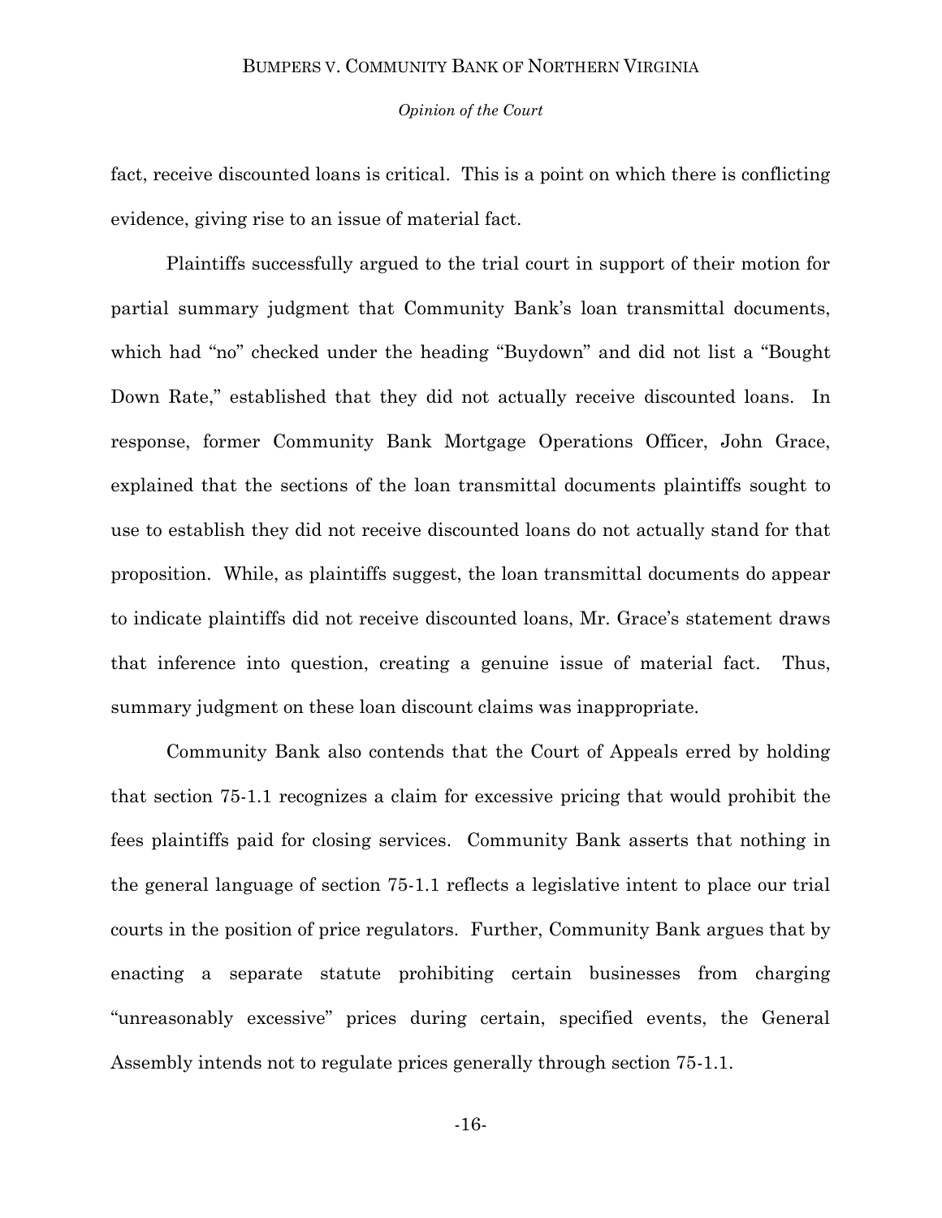fact, receive discounted loans is critical. This is a point on which there is conflicting evidence, giving rise to an issue of material fact.

Plaintiffs successfully argued to the trial court in support of their motion for partial summary judgment that Community Bank's loan transmittal documents, which had "no" checked under the heading "Buydown" and did not list a "Bought Down Rate," established that they did not actually receive discounted loans. In response, former Community Bank Mortgage Operations Officer, John Grace, explained that the sections of the loan transmittal documents plaintiffs sought to use to establish they did not receive discounted loans do not actually stand for that proposition. While, as plaintiffs suggest, the loan transmittal documents do appear to indicate plaintiffs did not receive discounted loans, Mr. Grace's statement draws that inference into question, creating a genuine issue of material fact. Thus, summary judgment on these loan discount claims was inappropriate.

Community Bank also contends that the Court of Appeals erred by holding that section 75-1.1 recognizes a claim for excessive pricing that would prohibit the fees plaintiffs paid for closing services. Community Bank asserts that nothing in the general language of section 75-1.1 reflects a legislative intent to place our trial courts in the position of price regulators. Further, Community Bank argues that by enacting a separate statute prohibiting certain businesses from charging "unreasonably excessive" prices during certain, specified events, the General Assembly intends not to regulate prices generally through section 75-1.1.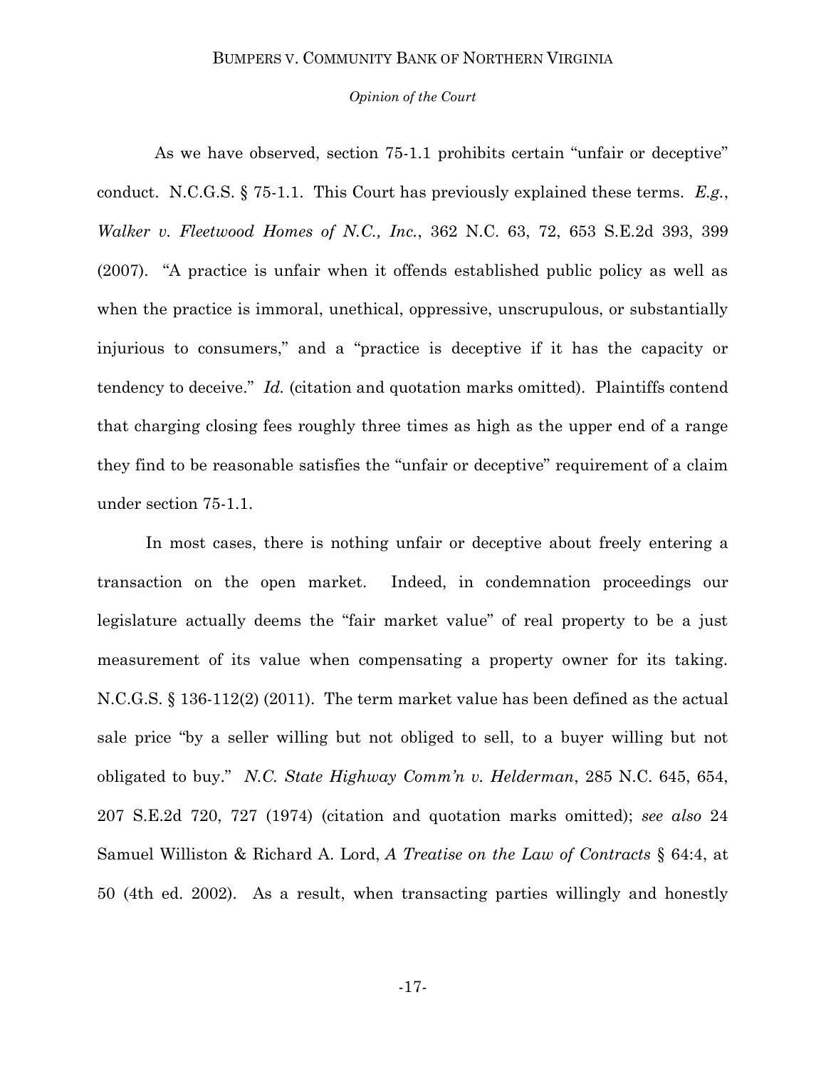As we have observed, section 75-1.1 prohibits certain "unfair or deceptive" conduct. N.C.G.S. § 75-1.1. This Court has previously explained these terms. *E.g.*, *Walker v. Fleetwood Homes of N.C., Inc.*, 362 N.C. 63, 72, 653 S.E.2d 393, 399 (2007). "A practice is unfair when it offends established public policy as well as when the practice is immoral, unethical, oppressive, unscrupulous, or substantially injurious to consumers," and a "practice is deceptive if it has the capacity or tendency to deceive." *Id.* (citation and quotation marks omitted). Plaintiffs contend that charging closing fees roughly three times as high as the upper end of a range they find to be reasonable satisfies the "unfair or deceptive" requirement of a claim under section 75-1.1.

In most cases, there is nothing unfair or deceptive about freely entering a transaction on the open market. Indeed, in condemnation proceedings our legislature actually deems the "fair market value" of real property to be a just measurement of its value when compensating a property owner for its taking. N.C.G.S. § 136-112(2) (2011). The term market value has been defined as the actual sale price "by a seller willing but not obliged to sell, to a buyer willing but not obligated to buy." *N.C. State Highway Comm'n v. Helderman*, 285 N.C. 645, 654, 207 S.E.2d 720, 727 (1974) (citation and quotation marks omitted); *see also* 24 Samuel Williston & Richard A. Lord, *A Treatise on the Law of Contracts* § 64:4, at 50 (4th ed. 2002). As a result, when transacting parties willingly and honestly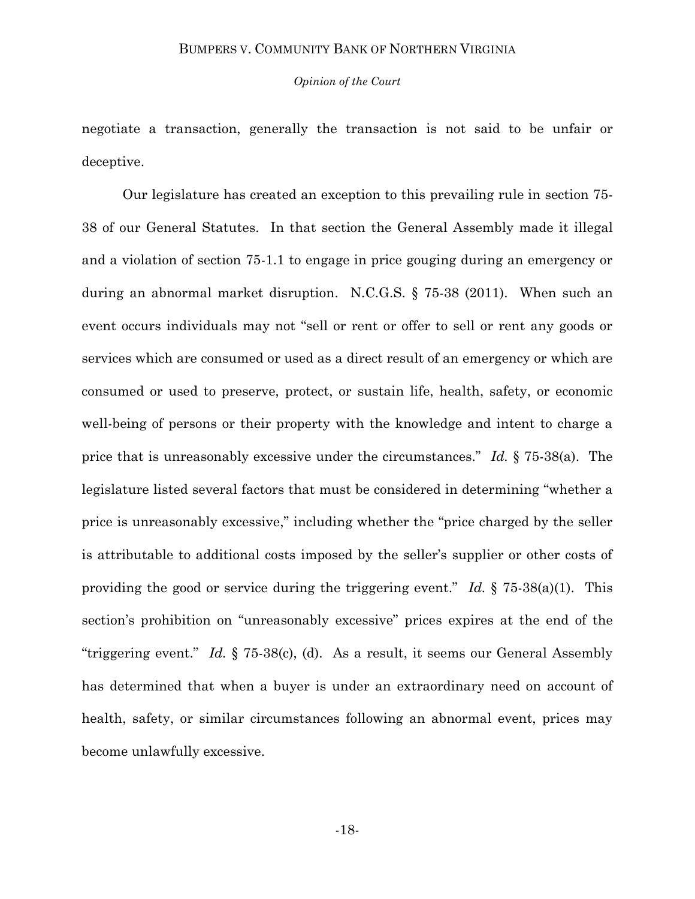negotiate a transaction, generally the transaction is not said to be unfair or deceptive.

Our legislature has created an exception to this prevailing rule in section 75-38 of our General Statutes. In that section the General Assembly made it illegal and a violation of section 75-1.1 to engage in price gouging during an emergency or during an abnormal market disruption. N.C.G.S. § 75-38 (2011). When such an event occurs individuals may not "sell or rent or offer to sell or rent any goods or services which are consumed or used as a direct result of an emergency or which are consumed or used to preserve, protect, or sustain life, health, safety, or economic well-being of persons or their property with the knowledge and intent to charge a price that is unreasonably excessive under the circumstances." *Id.* § 75-38(a). The legislature listed several factors that must be considered in determining "whether a price is unreasonably excessive," including whether the "price charged by the seller is attributable to additional costs imposed by the seller's supplier or other costs of providing the good or service during the triggering event." *Id.* § 75-38(a)(1). This section's prohibition on "unreasonably excessive" prices expires at the end of the "triggering event." *Id.* § 75-38(c), (d). As a result, it seems our General Assembly has determined that when a buyer is under an extraordinary need on account of health, safety, or similar circumstances following an abnormal event, prices may become unlawfully excessive.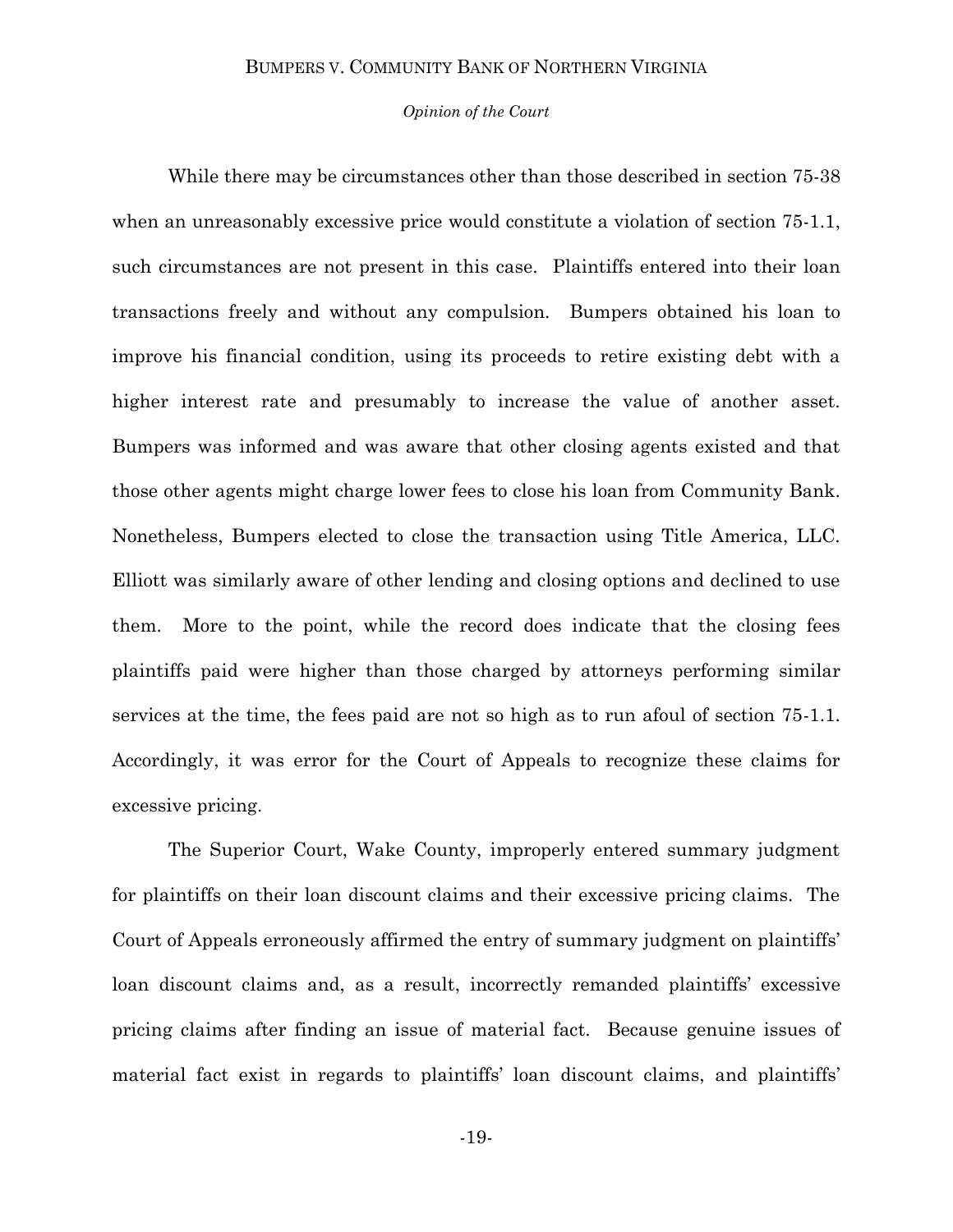While there may be circumstances other than those described in section 75-38 when an unreasonably excessive price would constitute a violation of section 75-1.1, such circumstances are not present in this case. Plaintiffs entered into their loan transactions freely and without any compulsion. Bumpers obtained his loan to improve his financial condition, using its proceeds to retire existing debt with a higher interest rate and presumably to increase the value of another asset. Bumpers was informed and was aware that other closing agents existed and that those other agents might charge lower fees to close his loan from Community Bank. Nonetheless, Bumpers elected to close the transaction using Title America, LLC. Elliott was similarly aware of other lending and closing options and declined to use them. More to the point, while the record does indicate that the closing fees plaintiffs paid were higher than those charged by attorneys performing similar services at the time, the fees paid are not so high as to run afoul of section 75-1.1. Accordingly, it was error for the Court of Appeals to recognize these claims for excessive pricing.

The Superior Court, Wake County, improperly entered summary judgment for plaintiffs on their loan discount claims and their excessive pricing claims. The Court of Appeals erroneously affirmed the entry of summary judgment on plaintiffs' loan discount claims and, as a result, incorrectly remanded plaintiffs' excessive pricing claims after finding an issue of material fact. Because genuine issues of material fact exist in regards to plaintiffs' loan discount claims, and plaintiffs'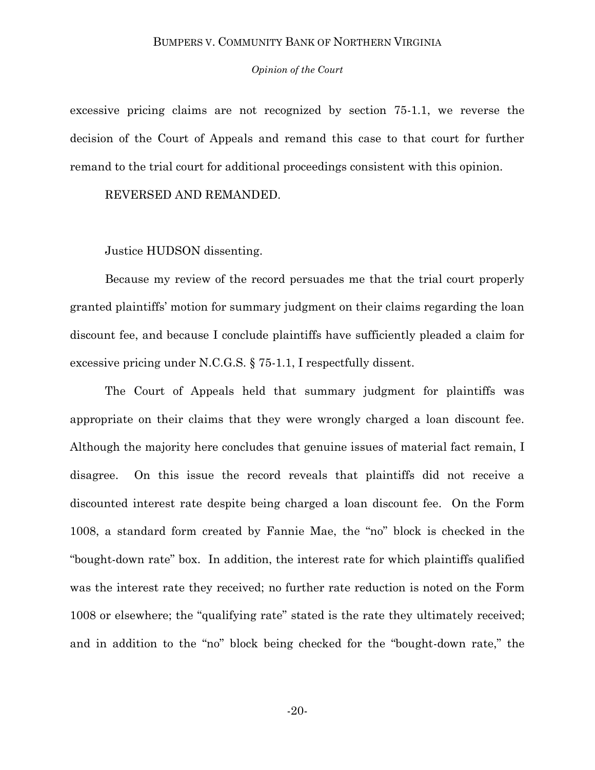excessive pricing claims are not recognized by section 75-1.1, we reverse the decision of the Court of Appeals and remand this case to that court for further remand to the trial court for additional proceedings consistent with this opinion.

REVERSED AND REMANDED.

Justice HUDSON dissenting.

Because my review of the record persuades me that the trial court properly granted plaintiffs' motion for summary judgment on their claims regarding the loan discount fee, and because I conclude plaintiffs have sufficiently pleaded a claim for excessive pricing under N.C.G.S. § 75-1.1, I respectfully dissent.

The Court of Appeals held that summary judgment for plaintiffs was appropriate on their claims that they were wrongly charged a loan discount fee. Although the majority here concludes that genuine issues of material fact remain, I disagree. On this issue the record reveals that plaintiffs did not receive a discounted interest rate despite being charged a loan discount fee. On the Form 1008, a standard form created by Fannie Mae, the "no" block is checked in the "bought-down rate" box. In addition, the interest rate for which plaintiffs qualified was the interest rate they received; no further rate reduction is noted on the Form 1008 or elsewhere; the "qualifying rate" stated is the rate they ultimately received; and in addition to the "no" block being checked for the "bought-down rate," the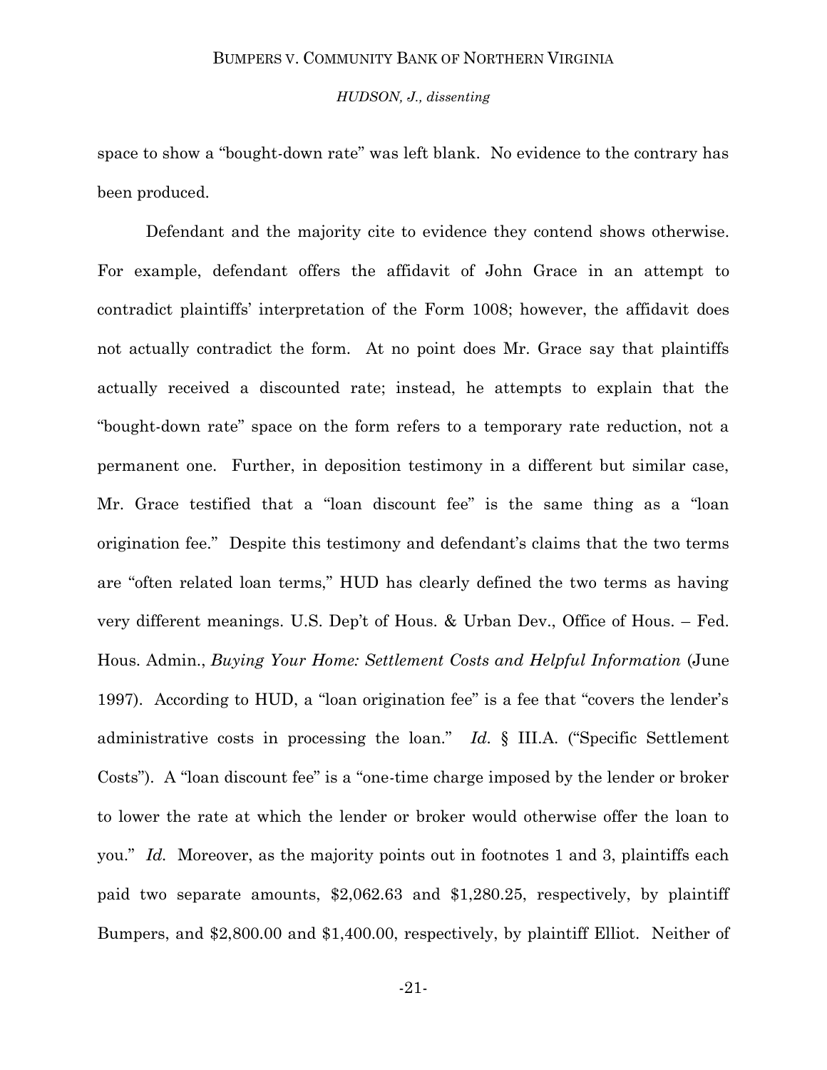space to show a "bought-down rate" was left blank. No evidence to the contrary has been produced.

Defendant and the majority cite to evidence they contend shows otherwise. For example, defendant offers the affidavit of John Grace in an attempt to contradict plaintiffs' interpretation of the Form 1008; however, the affidavit does not actually contradict the form. At no point does Mr. Grace say that plaintiffs actually received a discounted rate; instead, he attempts to explain that the "bought-down rate" space on the form refers to a temporary rate reduction, not a permanent one. Further, in deposition testimony in a different but similar case, Mr. Grace testified that a "loan discount fee" is the same thing as a "loan origination fee." Despite this testimony and defendant's claims that the two terms are "often related loan terms," HUD has clearly defined the two terms as having very different meanings. U.S. Dep't of Hous. & Urban Dev., Office of Hous. – Fed. Hous. Admin., *Buying Your Home: Settlement Costs and Helpful Information* (June 1997). According to HUD, a "loan origination fee" is a fee that "covers the lender's administrative costs in processing the loan." *Id.* § III.A. ("Specific Settlement Costs"). A "loan discount fee" is a "one-time charge imposed by the lender or broker to lower the rate at which the lender or broker would otherwise offer the loan to you." *Id.* Moreover, as the majority points out in footnotes 1 and 3, plaintiffs each paid two separate amounts, $2,062.63 and $1,280.25, respectively, by plaintiff Bumpers, and $2,800.00 and $1,400.00, respectively, by plaintiff Elliot. Neither of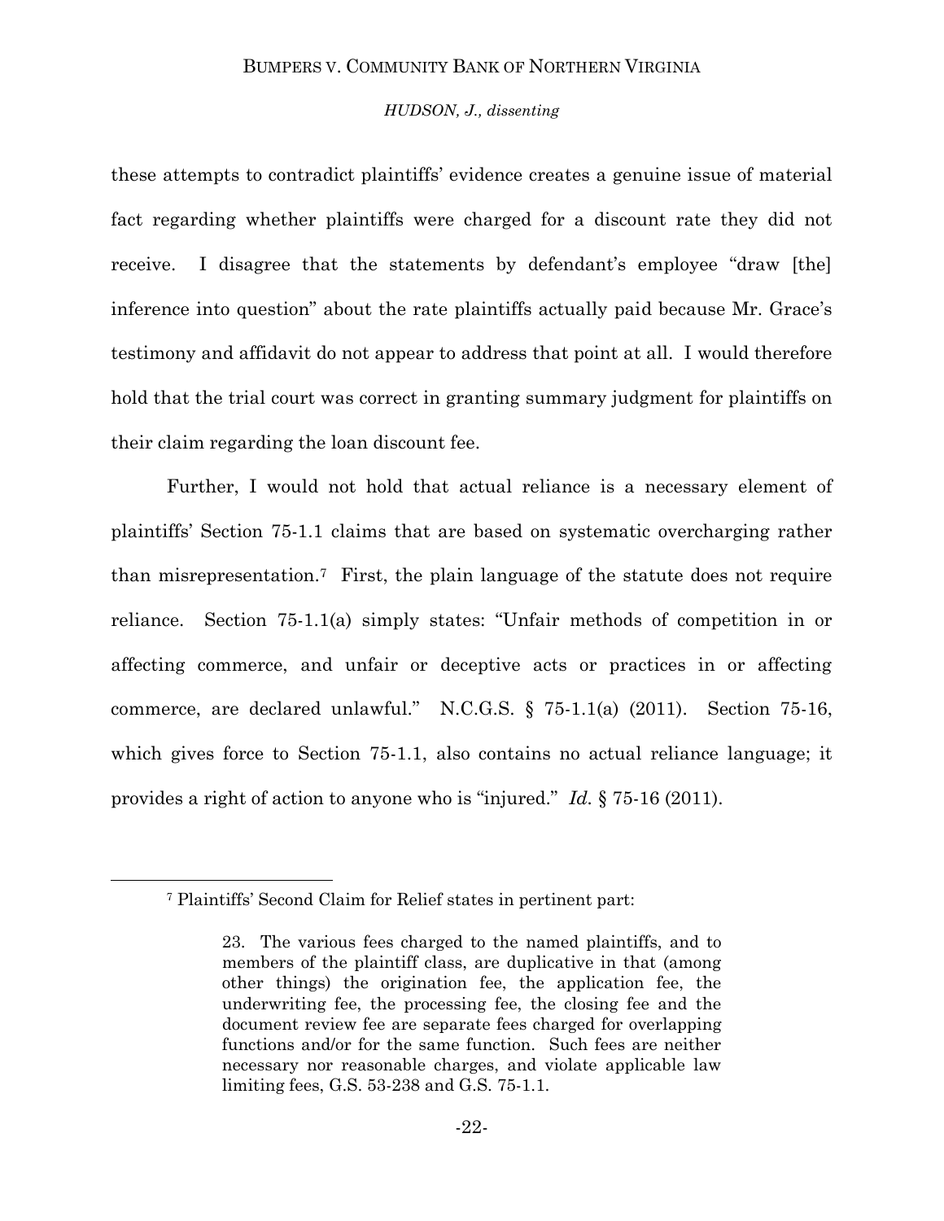these attempts to contradict plaintiffs' evidence creates a genuine issue of material fact regarding whether plaintiffs were charged for a discount rate they did not receive. I disagree that the statements by defendant's employee "draw [the] inference into question" about the rate plaintiffs actually paid because Mr. Grace's testimony and affidavit do not appear to address that point at all. I would therefore hold that the trial court was correct in granting summary judgment for plaintiffs on their claim regarding the loan discount fee.

Further, I would not hold that actual reliance is a necessary element of plaintiffs' Section 75-1.1 claims that are based on systematic overcharging rather than misrepresentation.[7] First, the plain language of the statute does not require reliance. Section 75-1.1(a) simply states: "Unfair methods of competition in or affecting commerce, and unfair or deceptive acts or practices in or affecting commerce, are declared unlawful." N.C.G.S. § 75-1.1(a) (2011). Section 75-16, which gives force to Section 75-1.1, also contains no actual reliance language; it provides a right of action to anyone who is "injured." *Id.* § 75-16 (2011).

---

[7] Plaintiffs' Second Claim for Relief states in pertinent part:

> 23. The various fees charged to the named plaintiffs, and to members of the plaintiff class, are duplicative in that (among other things) the origination fee, the application fee, the underwriting fee, the processing fee, the closing fee and the document review fee are separate fees charged for overlapping functions and/or for the same function. Such fees are neither necessary nor reasonable charges, and violate applicable law limiting fees, G.S. 53-238 and G.S. 75-1.1.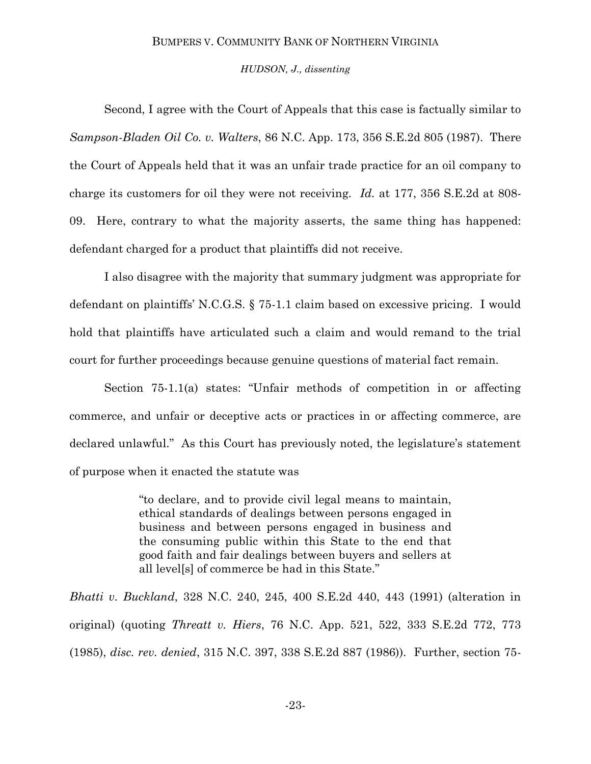Second, I agree with the Court of Appeals that this case is factually similar to *Sampson-Bladen Oil Co. v. Walters*, 86 N.C. App. 173, 356 S.E.2d 805 (1987). There the Court of Appeals held that it was an unfair trade practice for an oil company to charge its customers for oil they were not receiving. *Id.* at 177, 356 S.E.2d at 808-09. Here, contrary to what the majority asserts, the same thing has happened: defendant charged for a product that plaintiffs did not receive.

I also disagree with the majority that summary judgment was appropriate for defendant on plaintiffs' N.C.G.S. § 75-1.1 claim based on excessive pricing. I would hold that plaintiffs have articulated such a claim and would remand to the trial court for further proceedings because genuine questions of material fact remain.

Section 75-1.1(a) states: "Unfair methods of competition in or affecting commerce, and unfair or deceptive acts or practices in or affecting commerce, are declared unlawful." As this Court has previously noted, the legislature's statement of purpose when it enacted the statute was

> "to declare, and to provide civil legal means to maintain, ethical standards of dealings between persons engaged in business and between persons engaged in business and the consuming public within this State to the end that good faith and fair dealings between buyers and sellers at all level[s] of commerce be had in this State."

*Bhatti v. Buckland*, 328 N.C. 240, 245, 400 S.E.2d 440, 443 (1991) (alteration in original) (quoting *Threatt v. Hiers*, 76 N.C. App. 521, 522, 333 S.E.2d 772, 773 (1985), *disc. rev. denied*, 315 N.C. 397, 338 S.E.2d 887 (1986)). Further, section 75-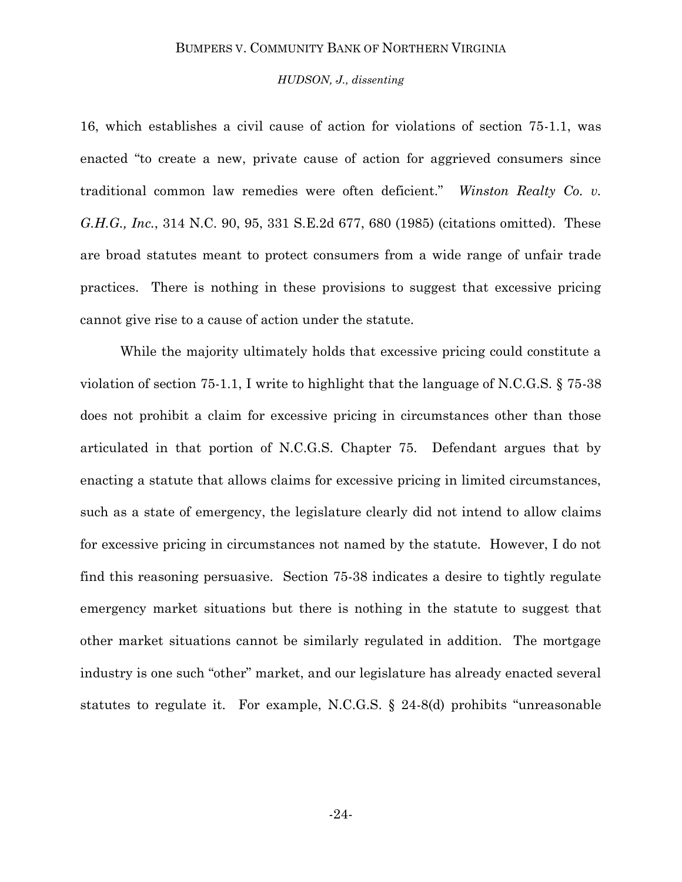16, which establishes a civil cause of action for violations of section 75-1.1, was enacted "to create a new, private cause of action for aggrieved consumers since traditional common law remedies were often deficient." *Winston Realty Co. v. G.H.G., Inc.*, 314 N.C. 90, 95, 331 S.E.2d 677, 680 (1985) (citations omitted). These are broad statutes meant to protect consumers from a wide range of unfair trade practices. There is nothing in these provisions to suggest that excessive pricing cannot give rise to a cause of action under the statute.

While the majority ultimately holds that excessive pricing could constitute a violation of section 75-1.1, I write to highlight that the language of N.C.G.S. § 75-38 does not prohibit a claim for excessive pricing in circumstances other than those articulated in that portion of N.C.G.S. Chapter 75. Defendant argues that by enacting a statute that allows claims for excessive pricing in limited circumstances, such as a state of emergency, the legislature clearly did not intend to allow claims for excessive pricing in circumstances not named by the statute. However, I do not find this reasoning persuasive. Section 75-38 indicates a desire to tightly regulate emergency market situations but there is nothing in the statute to suggest that other market situations cannot be similarly regulated in addition. The mortgage industry is one such "other" market, and our legislature has already enacted several statutes to regulate it. For example, N.C.G.S. § 24-8(d) prohibits "unreasonable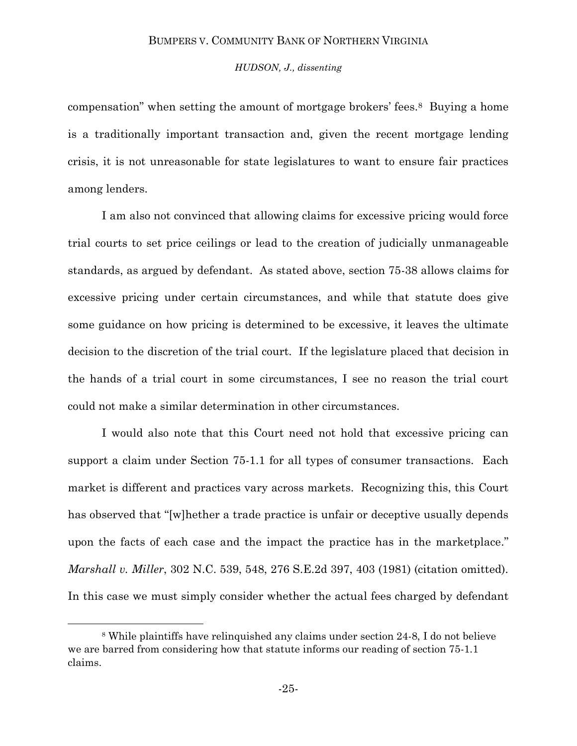compensation" when setting the amount of mortgage brokers' fees.[8] Buying a home is a traditionally important transaction and, given the recent mortgage lending crisis, it is not unreasonable for state legislatures to want to ensure fair practices among lenders.

I am also not convinced that allowing claims for excessive pricing would force trial courts to set price ceilings or lead to the creation of judicially unmanageable standards, as argued by defendant. As stated above, section 75-38 allows claims for excessive pricing under certain circumstances, and while that statute does give some guidance on how pricing is determined to be excessive, it leaves the ultimate decision to the discretion of the trial court. If the legislature placed that decision in the hands of a trial court in some circumstances, I see no reason the trial court could not make a similar determination in other circumstances.

I would also note that this Court need not hold that excessive pricing can support a claim under Section 75-1.1 for all types of consumer transactions. Each market is different and practices vary across markets. Recognizing this, this Court has observed that "[w]hether a trade practice is unfair or deceptive usually depends upon the facts of each case and the impact the practice has in the marketplace." *Marshall v. Miller*, 302 N.C. 539, 548, 276 S.E.2d 397, 403 (1981) (citation omitted). In this case we must simply consider whether the actual fees charged by defendant

---

[8] While plaintiffs have relinquished any claims under section 24-8, I do not believe we are barred from considering how that statute informs our reading of section 75-1.1 claims.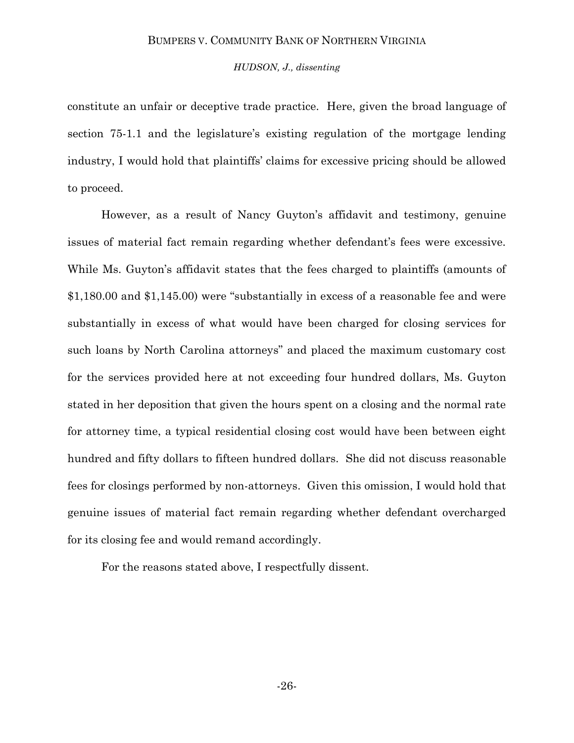constitute an unfair or deceptive trade practice. Here, given the broad language of section 75-1.1 and the legislature's existing regulation of the mortgage lending industry, I would hold that plaintiffs' claims for excessive pricing should be allowed to proceed.

However, as a result of Nancy Guyton's affidavit and testimony, genuine issues of material fact remain regarding whether defendant's fees were excessive. While Ms. Guyton's affidavit states that the fees charged to plaintiffs (amounts of $1,180.00 and $1,145.00) were "substantially in excess of a reasonable fee and were substantially in excess of what would have been charged for closing services for such loans by North Carolina attorneys" and placed the maximum customary cost for the services provided here at not exceeding four hundred dollars, Ms. Guyton stated in her deposition that given the hours spent on a closing and the normal rate for attorney time, a typical residential closing cost would have been between eight hundred and fifty dollars to fifteen hundred dollars. She did not discuss reasonable fees for closings performed by non-attorneys. Given this omission, I would hold that genuine issues of material fact remain regarding whether defendant overcharged for its closing fee and would remand accordingly.

For the reasons stated above, I respectfully dissent.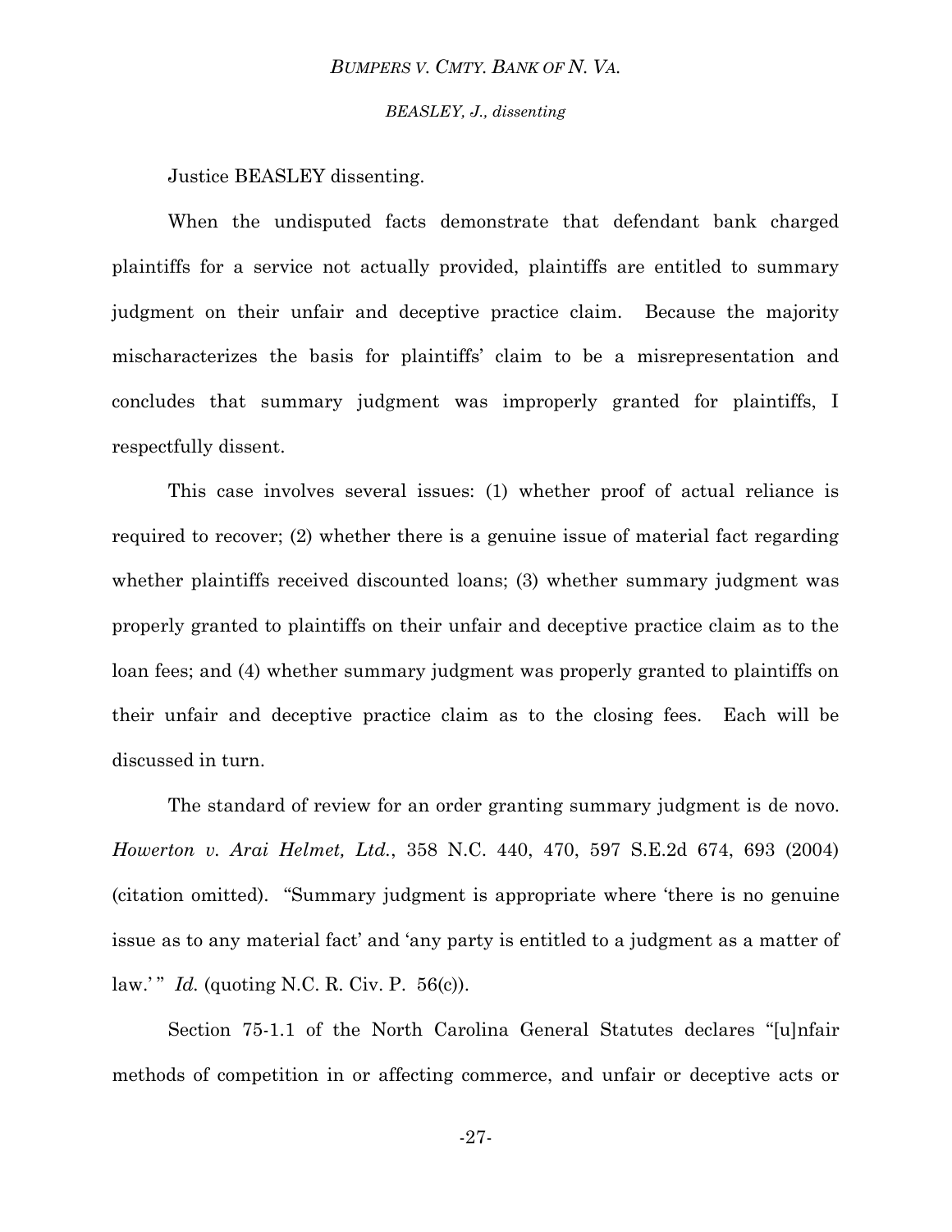Justice BEASLEY dissenting.

When the undisputed facts demonstrate that defendant bank charged plaintiffs for a service not actually provided, plaintiffs are entitled to summary judgment on their unfair and deceptive practice claim. Because the majority mischaracterizes the basis for plaintiffs' claim to be a misrepresentation and concludes that summary judgment was improperly granted for plaintiffs, I respectfully dissent.

This case involves several issues: (1) whether proof of actual reliance is required to recover; (2) whether there is a genuine issue of material fact regarding whether plaintiffs received discounted loans; (3) whether summary judgment was properly granted to plaintiffs on their unfair and deceptive practice claim as to the loan fees; and (4) whether summary judgment was properly granted to plaintiffs on their unfair and deceptive practice claim as to the closing fees. Each will be discussed in turn.

The standard of review for an order granting summary judgment is de novo. *Howerton v. Arai Helmet, Ltd.*, 358 N.C. 440, 470, 597 S.E.2d 674, 693 (2004) (citation omitted). "Summary judgment is appropriate where 'there is no genuine issue as to any material fact' and 'any party is entitled to a judgment as a matter of law.' " *Id.* (quoting N.C. R. Civ. P. 56(c)).

Section 75-1.1 of the North Carolina General Statutes declares "[u]nfair methods of competition in or affecting commerce, and unfair or deceptive acts or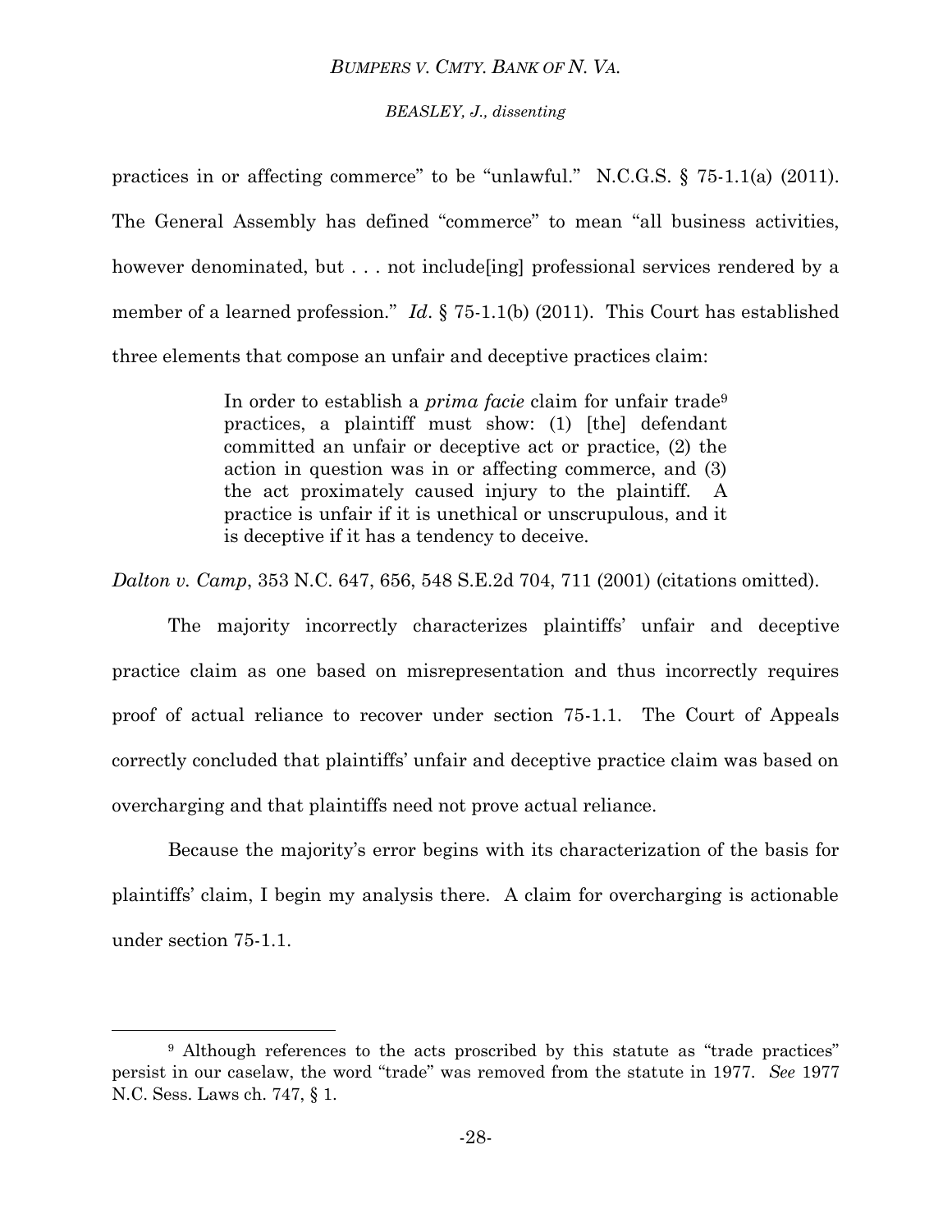practices in or affecting commerce" to be "unlawful." N.C.G.S. § 75-1.1(a) (2011). The General Assembly has defined "commerce" to mean "all business activities, however denominated, but . . . not include[ing] professional services rendered by a member of a learned profession." *Id*. § 75-1.1(b) (2011). This Court has established three elements that compose an unfair and deceptive practices claim:

> In order to establish a *prima facie* claim for unfair trade[9] practices, a plaintiff must show: (1) [the] defendant committed an unfair or deceptive act or practice, (2) the action in question was in or affecting commerce, and (3) the act proximately caused injury to the plaintiff. A practice is unfair if it is unethical or unscrupulous, and it is deceptive if it has a tendency to deceive.

*Dalton v. Camp*, 353 N.C. 647, 656, 548 S.E.2d 704, 711 (2001) (citations omitted).

The majority incorrectly characterizes plaintiffs' unfair and deceptive practice claim as one based on misrepresentation and thus incorrectly requires proof of actual reliance to recover under section 75-1.1. The Court of Appeals correctly concluded that plaintiffs' unfair and deceptive practice claim was based on overcharging and that plaintiffs need not prove actual reliance.

Because the majority's error begins with its characterization of the basis for plaintiffs' claim, I begin my analysis there. A claim for overcharging is actionable under section 75-1.1.

---

[9] Although references to the acts proscribed by this statute as "trade practices" persist in our caselaw, the word "trade" was removed from the statute in 1977. *See* 1977 N.C. Sess. Laws ch. 747, § 1.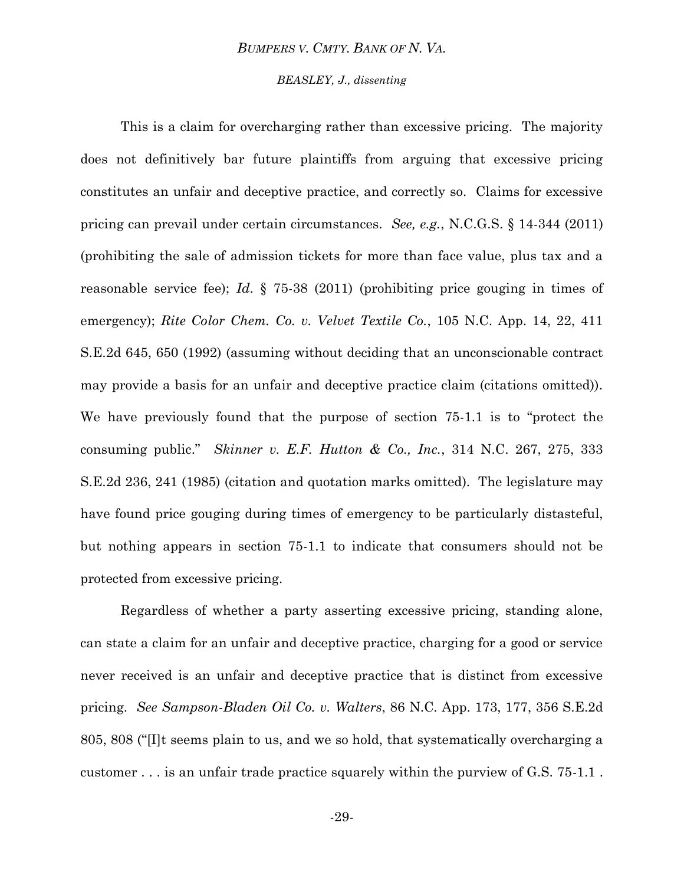This is a claim for overcharging rather than excessive pricing. The majority does not definitively bar future plaintiffs from arguing that excessive pricing constitutes an unfair and deceptive practice, and correctly so. Claims for excessive pricing can prevail under certain circumstances. *See, e.g.*, N.C.G.S. § 14-344 (2011) (prohibiting the sale of admission tickets for more than face value, plus tax and a reasonable service fee); *Id*. § 75-38 (2011) (prohibiting price gouging in times of emergency); *Rite Color Chem. Co. v. Velvet Textile Co.*, 105 N.C. App. 14, 22, 411 S.E.2d 645, 650 (1992) (assuming without deciding that an unconscionable contract may provide a basis for an unfair and deceptive practice claim (citations omitted)). We have previously found that the purpose of section 75-1.1 is to "protect the consuming public." *Skinner v. E.F. Hutton & Co., Inc.*, 314 N.C. 267, 275, 333 S.E.2d 236, 241 (1985) (citation and quotation marks omitted). The legislature may have found price gouging during times of emergency to be particularly distasteful, but nothing appears in section 75-1.1 to indicate that consumers should not be protected from excessive pricing.

Regardless of whether a party asserting excessive pricing, standing alone, can state a claim for an unfair and deceptive practice, charging for a good or service never received is an unfair and deceptive practice that is distinct from excessive pricing. *See Sampson-Bladen Oil Co. v. Walters*, 86 N.C. App. 173, 177, 356 S.E.2d 805, 808 ("[I]t seems plain to us, and we so hold, that systematically overcharging a customer . . . is an unfair trade practice squarely within the purview of G.S. 75-1.1 .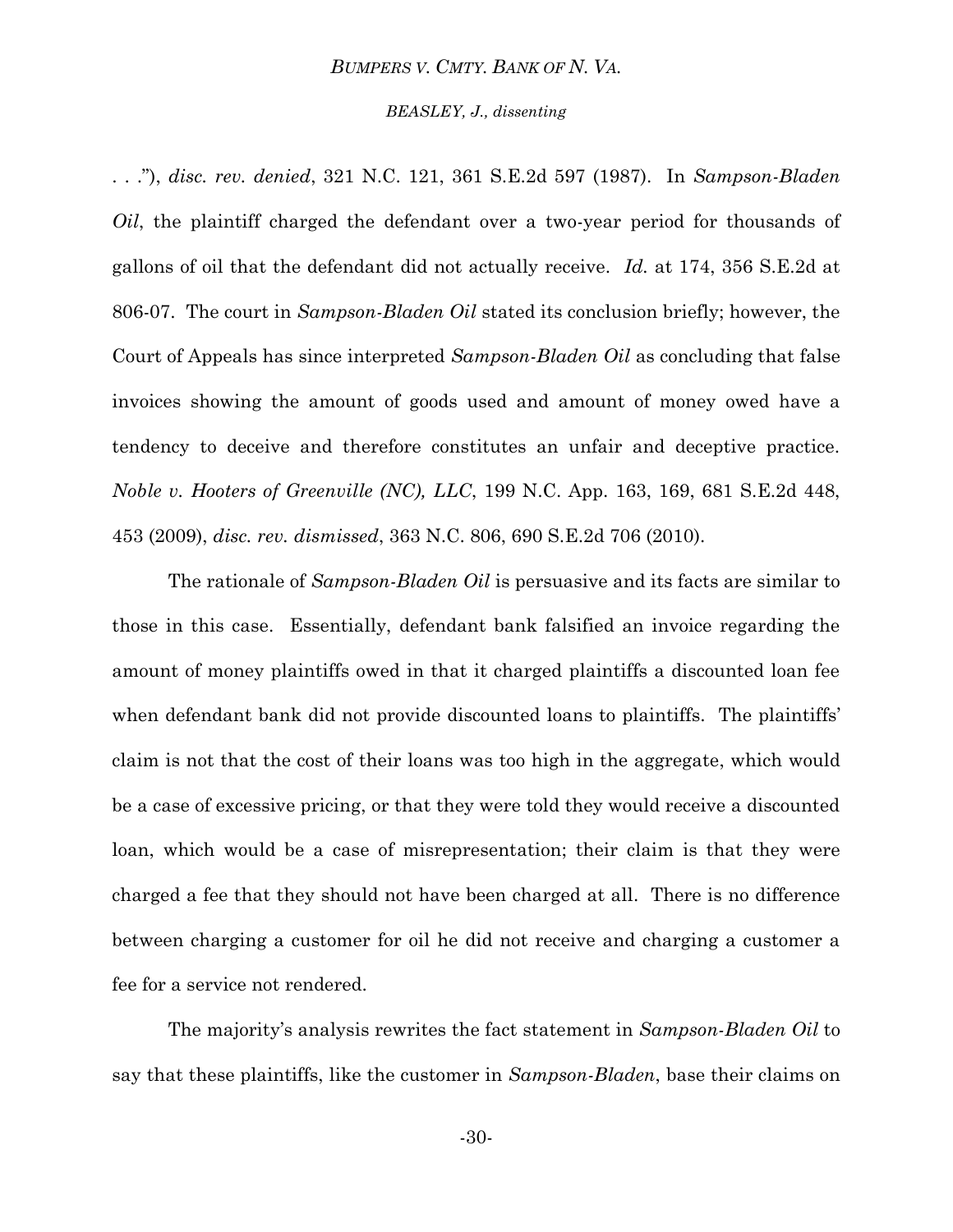. . ."), *disc. rev. denied*, 321 N.C. 121, 361 S.E.2d 597 (1987). In *Sampson-Bladen Oil*, the plaintiff charged the defendant over a two-year period for thousands of gallons of oil that the defendant did not actually receive. *Id.* at 174, 356 S.E.2d at 806-07. The court in *Sampson-Bladen Oil* stated its conclusion briefly; however, the Court of Appeals has since interpreted *Sampson-Bladen Oil* as concluding that false invoices showing the amount of goods used and amount of money owed have a tendency to deceive and therefore constitutes an unfair and deceptive practice. *Noble v. Hooters of Greenville (NC), LLC*, 199 N.C. App. 163, 169, 681 S.E.2d 448, 453 (2009), *disc. rev. dismissed*, 363 N.C. 806, 690 S.E.2d 706 (2010).

The rationale of *Sampson-Bladen Oil* is persuasive and its facts are similar to those in this case. Essentially, defendant bank falsified an invoice regarding the amount of money plaintiffs owed in that it charged plaintiffs a discounted loan fee when defendant bank did not provide discounted loans to plaintiffs. The plaintiffs' claim is not that the cost of their loans was too high in the aggregate, which would be a case of excessive pricing, or that they were told they would receive a discounted loan, which would be a case of misrepresentation; their claim is that they were charged a fee that they should not have been charged at all. There is no difference between charging a customer for oil he did not receive and charging a customer a fee for a service not rendered.

The majority's analysis rewrites the fact statement in *Sampson-Bladen Oil* to say that these plaintiffs, like the customer in *Sampson-Bladen*, base their claims on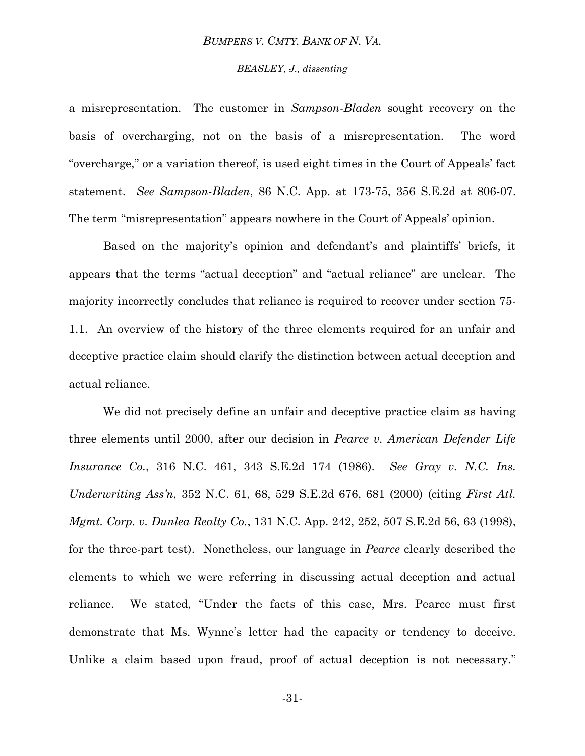a misrepresentation. The customer in *Sampson-Bladen* sought recovery on the basis of overcharging, not on the basis of a misrepresentation. The word "overcharge," or a variation thereof, is used eight times in the Court of Appeals' fact statement. *See Sampson-Bladen*, 86 N.C. App. at 173-75, 356 S.E.2d at 806-07. The term "misrepresentation" appears nowhere in the Court of Appeals' opinion.

Based on the majority's opinion and defendant's and plaintiffs' briefs, it appears that the terms "actual deception" and "actual reliance" are unclear. The majority incorrectly concludes that reliance is required to recover under section 75-1.1. An overview of the history of the three elements required for an unfair and deceptive practice claim should clarify the distinction between actual deception and actual reliance.

We did not precisely define an unfair and deceptive practice claim as having three elements until 2000, after our decision in *Pearce v. American Defender Life Insurance Co.*, 316 N.C. 461, 343 S.E.2d 174 (1986). *See Gray v. N.C. Ins. Underwriting Ass'n*, 352 N.C. 61, 68, 529 S.E.2d 676, 681 (2000) (citing *First Atl. Mgmt. Corp. v. Dunlea Realty Co.*, 131 N.C. App. 242, 252, 507 S.E.2d 56, 63 (1998), for the three-part test). Nonetheless, our language in *Pearce* clearly described the elements to which we were referring in discussing actual deception and actual reliance. We stated, "Under the facts of this case, Mrs. Pearce must first demonstrate that Ms. Wynne's letter had the capacity or tendency to deceive. Unlike a claim based upon fraud, proof of actual deception is not necessary."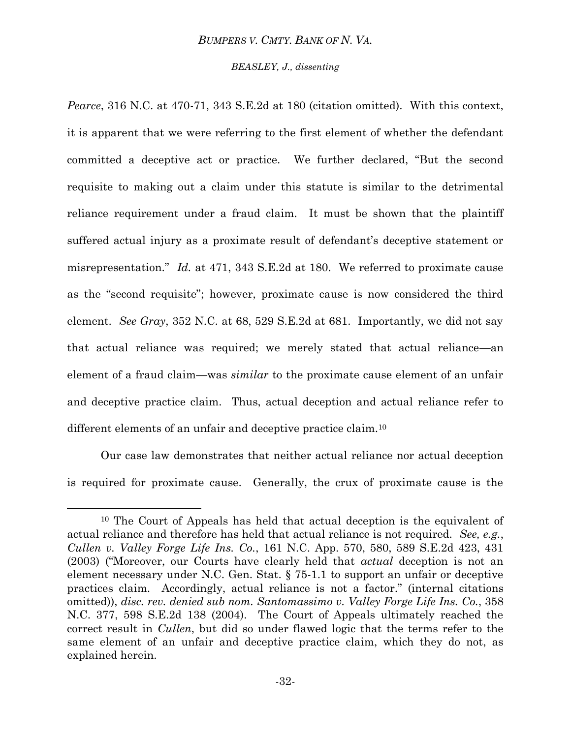*Pearce*, 316 N.C. at 470-71, 343 S.E.2d at 180 (citation omitted). With this context, it is apparent that we were referring to the first element of whether the defendant committed a deceptive act or practice. We further declared, "But the second requisite to making out a claim under this statute is similar to the detrimental reliance requirement under a fraud claim. It must be shown that the plaintiff suffered actual injury as a proximate result of defendant's deceptive statement or misrepresentation." *Id.* at 471, 343 S.E.2d at 180. We referred to proximate cause as the "second requisite"; however, proximate cause is now considered the third element. *See Gray*, 352 N.C. at 68, 529 S.E.2d at 681. Importantly, we did not say that actual reliance was required; we merely stated that actual reliance—an element of a fraud claim—was *similar* to the proximate cause element of an unfair and deceptive practice claim. Thus, actual deception and actual reliance refer to different elements of an unfair and deceptive practice claim.[10]

Our case law demonstrates that neither actual reliance nor actual deception is required for proximate cause. Generally, the crux of proximate cause is the

[10] The Court of Appeals has held that actual deception is the equivalent of actual reliance and therefore has held that actual reliance is not required. *See, e.g.*, *Cullen v. Valley Forge Life Ins. Co.*, 161 N.C. App. 570, 580, 589 S.E.2d 423, 431 (2003) ("Moreover, our Courts have clearly held that *actual* deception is not an element necessary under N.C. Gen. Stat. § 75-1.1 to support an unfair or deceptive practices claim. Accordingly, actual reliance is not a factor." (internal citations omitted)), *disc. rev. denied sub nom. Santomassimo v. Valley Forge Life Ins. Co.*, 358 N.C. 377, 598 S.E.2d 138 (2004). The Court of Appeals ultimately reached the correct result in *Cullen*, but did so under flawed logic that the terms refer to the same element of an unfair and deceptive practice claim, which they do not, as explained herein.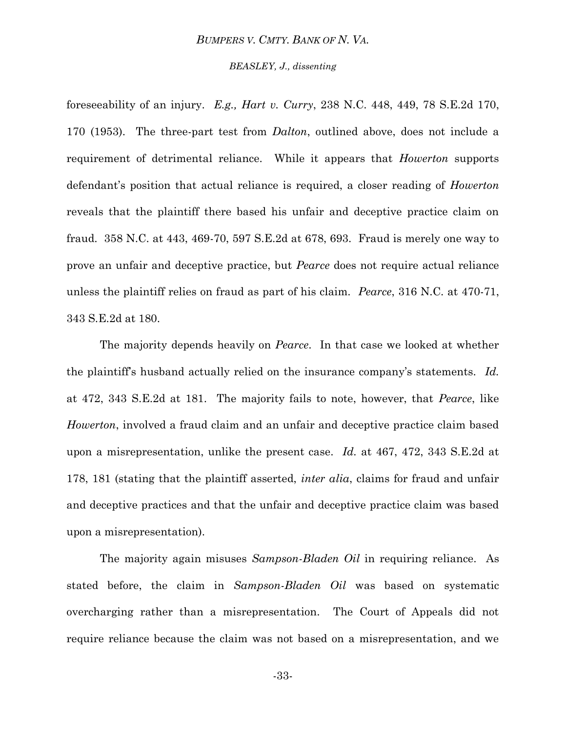foreseeability of an injury. *E.g., Hart v. Curry*, 238 N.C. 448, 449, 78 S.E.2d 170, 170 (1953). The three-part test from *Dalton*, outlined above, does not include a requirement of detrimental reliance. While it appears that *Howerton* supports defendant's position that actual reliance is required, a closer reading of *Howerton* reveals that the plaintiff there based his unfair and deceptive practice claim on fraud. 358 N.C. at 443, 469-70, 597 S.E.2d at 678, 693. Fraud is merely one way to prove an unfair and deceptive practice, but *Pearce* does not require actual reliance unless the plaintiff relies on fraud as part of his claim. *Pearce*, 316 N.C. at 470-71, 343 S.E.2d at 180.

The majority depends heavily on *Pearce*. In that case we looked at whether the plaintiff's husband actually relied on the insurance company's statements. *Id.* at 472, 343 S.E.2d at 181. The majority fails to note, however, that *Pearce*, like *Howerton*, involved a fraud claim and an unfair and deceptive practice claim based upon a misrepresentation, unlike the present case. *Id.* at 467, 472, 343 S.E.2d at 178, 181 (stating that the plaintiff asserted, *inter alia*, claims for fraud and unfair and deceptive practices and that the unfair and deceptive practice claim was based upon a misrepresentation).

The majority again misuses *Sampson-Bladen Oil* in requiring reliance. As stated before, the claim in *Sampson-Bladen Oil* was based on systematic overcharging rather than a misrepresentation. The Court of Appeals did not require reliance because the claim was not based on a misrepresentation, and we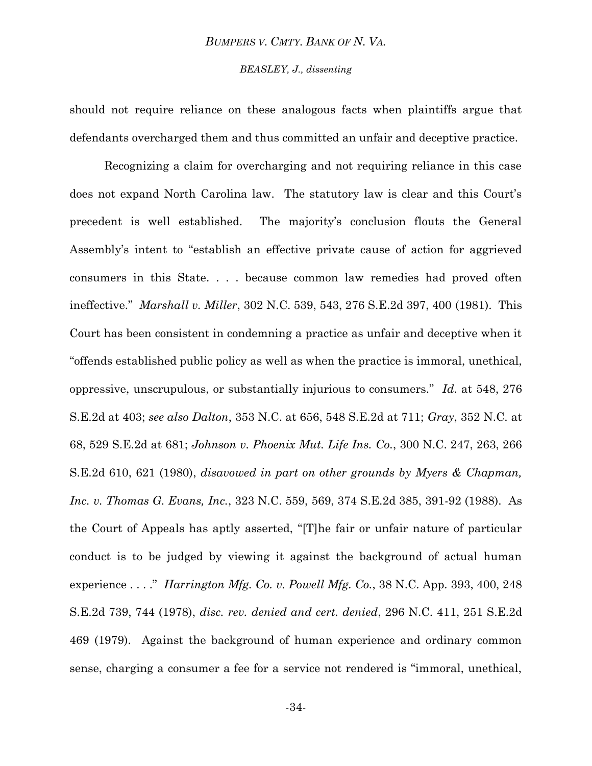should not require reliance on these analogous facts when plaintiffs argue that defendants overcharged them and thus committed an unfair and deceptive practice.

Recognizing a claim for overcharging and not requiring reliance in this case does not expand North Carolina law. The statutory law is clear and this Court's precedent is well established. The majority's conclusion flouts the General Assembly's intent to "establish an effective private cause of action for aggrieved consumers in this State. . . . because common law remedies had proved often ineffective." *Marshall v. Miller*, 302 N.C. 539, 543, 276 S.E.2d 397, 400 (1981). This Court has been consistent in condemning a practice as unfair and deceptive when it "offends established public policy as well as when the practice is immoral, unethical, oppressive, unscrupulous, or substantially injurious to consumers." *Id.* at 548, 276 S.E.2d at 403; *see also Dalton*, 353 N.C. at 656, 548 S.E.2d at 711; *Gray*, 352 N.C. at 68, 529 S.E.2d at 681; *Johnson v. Phoenix Mut. Life Ins. Co.*, 300 N.C. 247, 263, 266 S.E.2d 610, 621 (1980), *disavowed in part on other grounds by Myers & Chapman, Inc. v. Thomas G. Evans, Inc.*, 323 N.C. 559, 569, 374 S.E.2d 385, 391-92 (1988). As the Court of Appeals has aptly asserted, "[T]he fair or unfair nature of particular conduct is to be judged by viewing it against the background of actual human experience . . . ." *Harrington Mfg. Co. v. Powell Mfg. Co.*, 38 N.C. App. 393, 400, 248 S.E.2d 739, 744 (1978), *disc. rev. denied and cert. denied*, 296 N.C. 411, 251 S.E.2d 469 (1979). Against the background of human experience and ordinary common sense, charging a consumer a fee for a service not rendered is "immoral, unethical,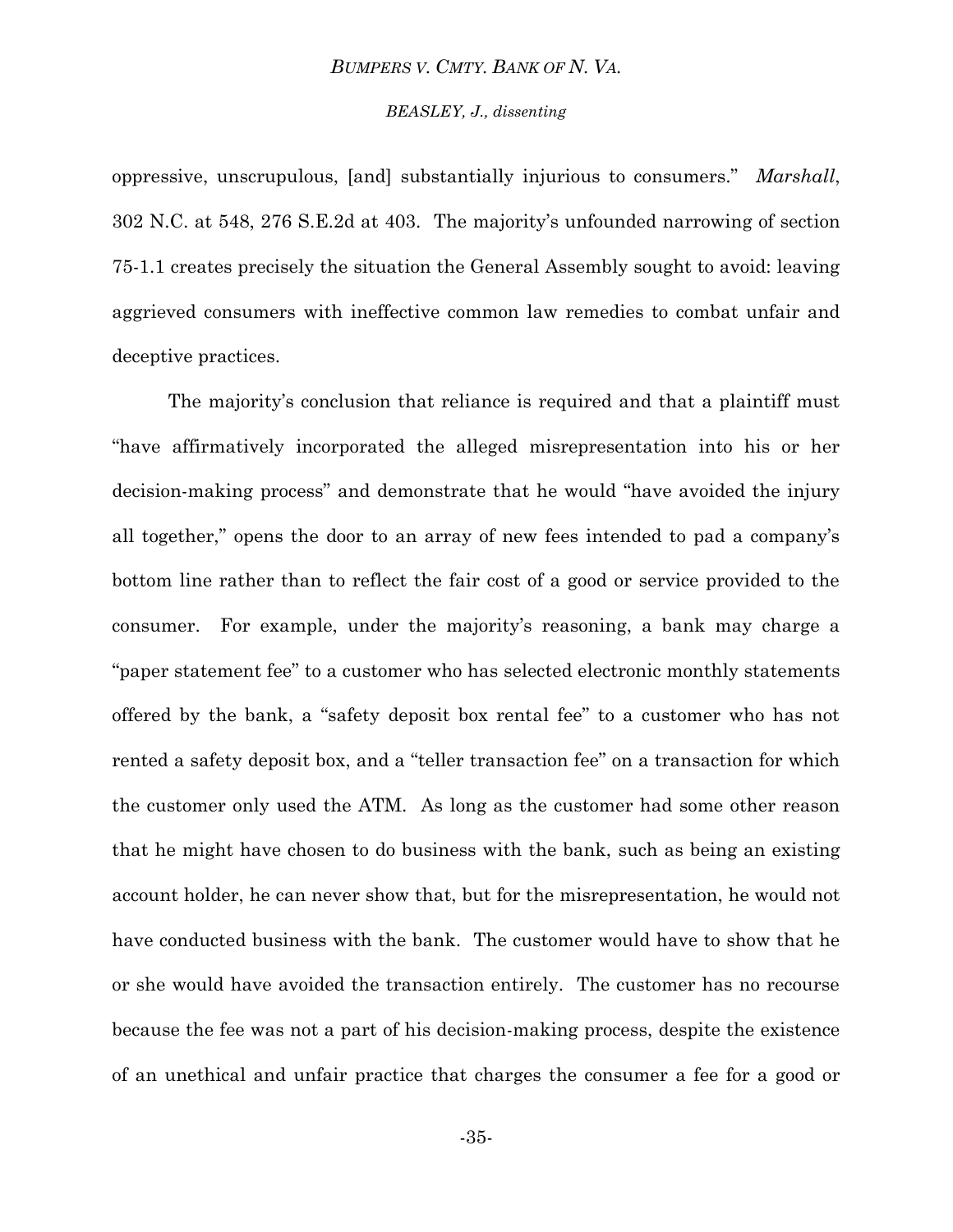oppressive, unscrupulous, [and] substantially injurious to consumers." *Marshall*, 302 N.C. at 548, 276 S.E.2d at 403. The majority's unfounded narrowing of section 75-1.1 creates precisely the situation the General Assembly sought to avoid: leaving aggrieved consumers with ineffective common law remedies to combat unfair and deceptive practices.

The majority's conclusion that reliance is required and that a plaintiff must "have affirmatively incorporated the alleged misrepresentation into his or her decision-making process" and demonstrate that he would "have avoided the injury all together," opens the door to an array of new fees intended to pad a company's bottom line rather than to reflect the fair cost of a good or service provided to the consumer. For example, under the majority's reasoning, a bank may charge a "paper statement fee" to a customer who has selected electronic monthly statements offered by the bank, a "safety deposit box rental fee" to a customer who has not rented a safety deposit box, and a "teller transaction fee" on a transaction for which the customer only used the ATM. As long as the customer had some other reason that he might have chosen to do business with the bank, such as being an existing account holder, he can never show that, but for the misrepresentation, he would not have conducted business with the bank. The customer would have to show that he or she would have avoided the transaction entirely. The customer has no recourse because the fee was not a part of his decision-making process, despite the existence of an unethical and unfair practice that charges the consumer a fee for a good or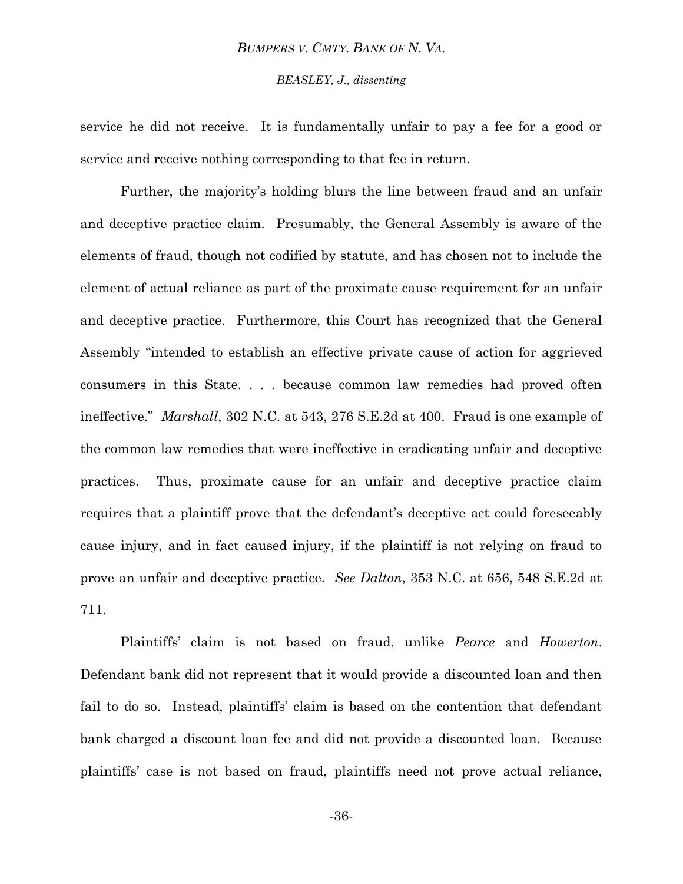service he did not receive. It is fundamentally unfair to pay a fee for a good or service and receive nothing corresponding to that fee in return.

Further, the majority's holding blurs the line between fraud and an unfair and deceptive practice claim. Presumably, the General Assembly is aware of the elements of fraud, though not codified by statute, and has chosen not to include the element of actual reliance as part of the proximate cause requirement for an unfair and deceptive practice. Furthermore, this Court has recognized that the General Assembly "intended to establish an effective private cause of action for aggrieved consumers in this State. . . . because common law remedies had proved often ineffective." *Marshall*, 302 N.C. at 543, 276 S.E.2d at 400. Fraud is one example of the common law remedies that were ineffective in eradicating unfair and deceptive practices. Thus, proximate cause for an unfair and deceptive practice claim requires that a plaintiff prove that the defendant's deceptive act could foreseeably cause injury, and in fact caused injury, if the plaintiff is not relying on fraud to prove an unfair and deceptive practice. *See Dalton*, 353 N.C. at 656, 548 S.E.2d at 711.

Plaintiffs' claim is not based on fraud, unlike *Pearce* and *Howerton*. Defendant bank did not represent that it would provide a discounted loan and then fail to do so. Instead, plaintiffs' claim is based on the contention that defendant bank charged a discount loan fee and did not provide a discounted loan. Because plaintiffs' case is not based on fraud, plaintiffs need not prove actual reliance,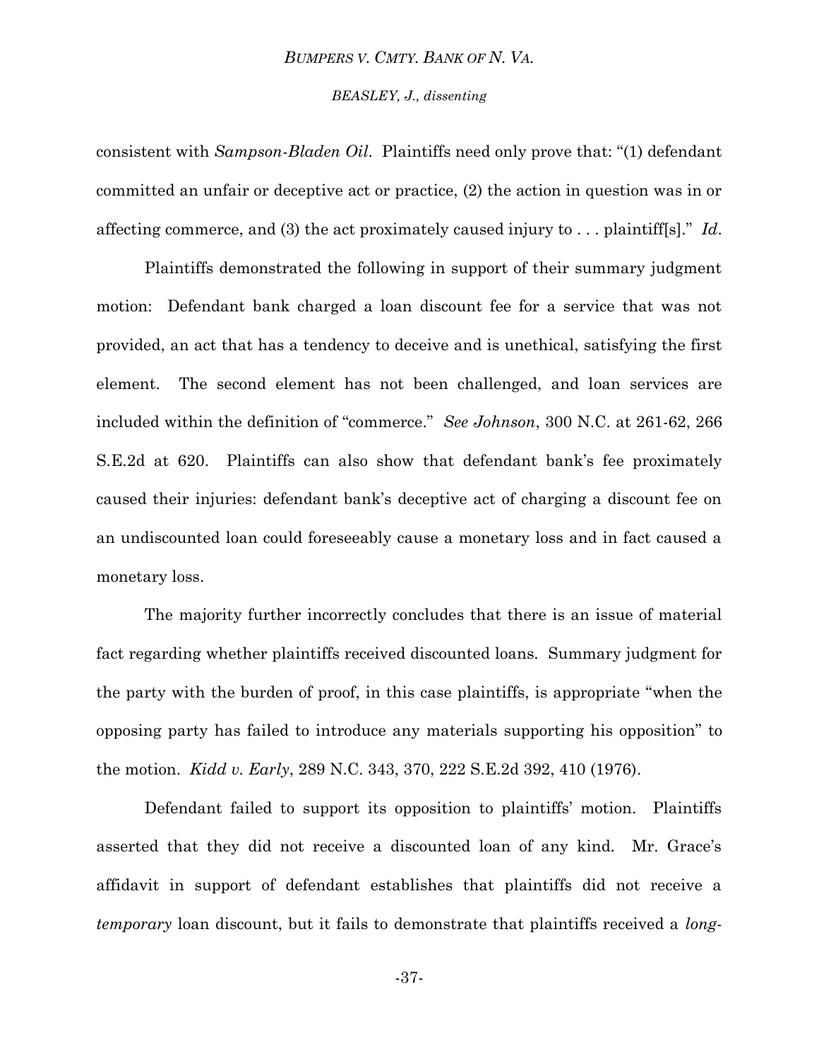consistent with *Sampson-Bladen Oil*. Plaintiffs need only prove that: "(1) defendant committed an unfair or deceptive act or practice, (2) the action in question was in or affecting commerce, and (3) the act proximately caused injury to . . . plaintiff[s]." *Id*.

Plaintiffs demonstrated the following in support of their summary judgment motion: Defendant bank charged a loan discount fee for a service that was not provided, an act that has a tendency to deceive and is unethical, satisfying the first element. The second element has not been challenged, and loan services are included within the definition of "commerce." *See Johnson*, 300 N.C. at 261-62, 266 S.E.2d at 620. Plaintiffs can also show that defendant bank's fee proximately caused their injuries: defendant bank's deceptive act of charging a discount fee on an undiscounted loan could foreseeably cause a monetary loss and in fact caused a monetary loss.

The majority further incorrectly concludes that there is an issue of material fact regarding whether plaintiffs received discounted loans. Summary judgment for the party with the burden of proof, in this case plaintiffs, is appropriate "when the opposing party has failed to introduce any materials supporting his opposition" to the motion. *Kidd v. Early*, 289 N.C. 343, 370, 222 S.E.2d 392, 410 (1976).

Defendant failed to support its opposition to plaintiffs' motion. Plaintiffs asserted that they did not receive a discounted loan of any kind. Mr. Grace's affidavit in support of defendant establishes that plaintiffs did not receive a *temporary* loan discount, but it fails to demonstrate that plaintiffs received a *long-*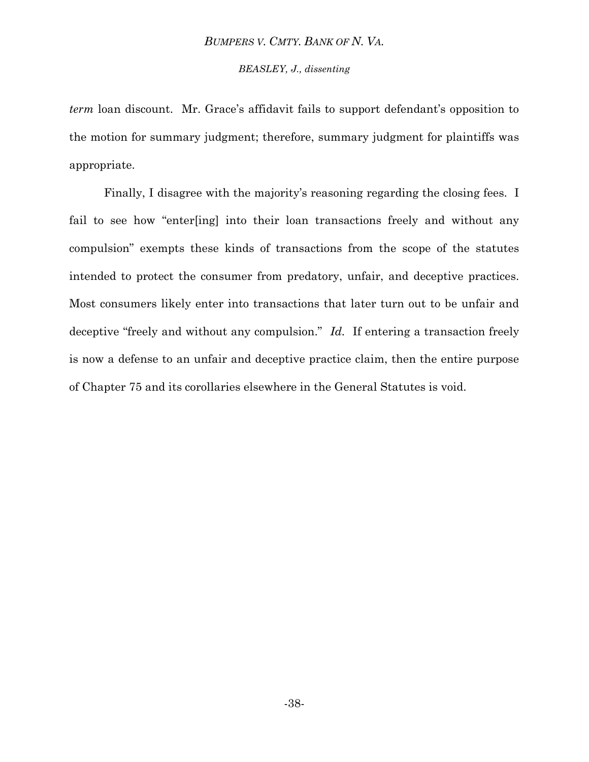*term* loan discount. Mr. Grace's affidavit fails to support defendant's opposition to the motion for summary judgment; therefore, summary judgment for plaintiffs was appropriate.

Finally, I disagree with the majority's reasoning regarding the closing fees. I fail to see how "enter[ing] into their loan transactions freely and without any compulsion" exempts these kinds of transactions from the scope of the statutes intended to protect the consumer from predatory, unfair, and deceptive practices. Most consumers likely enter into transactions that later turn out to be unfair and deceptive "freely and without any compulsion." *Id.* If entering a transaction freely is now a defense to an unfair and deceptive practice claim, then the entire purpose of Chapter 75 and its corollaries elsewhere in the General Statutes is void.